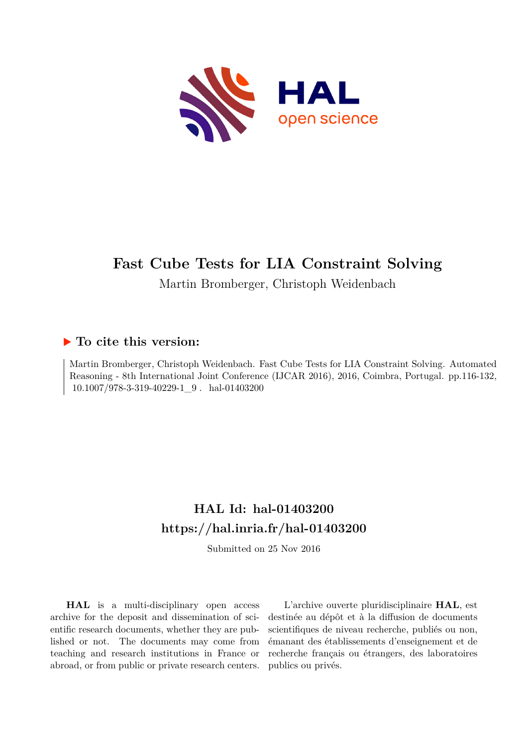# Fast Cube Tests for LIA Constraint Solving

Martin Bromberger, Christoph Weidenbach

## ▶ To cite this version:

Martin Bromberger, Christoph Weidenbach. Fast Cube Tests for LIA Constraint Solving. Automated Reasoning - 8th International Joint Conference (IJCAR 2016), 2016, Coimbra, Portugal. pp.116-132, 10.1007/978-3-319-40229-1_9 . hal-01403200

## HAL Id: hal-01403200
## https://hal.inria.fr/hal-01403200

Submitted on 25 Nov 2016

**HAL** is a multi-disciplinary open access archive for the deposit and dissemination of scientific research documents, whether they are published or not. The documents may come from teaching and research institutions in France or abroad, or from public or private research centers.

L'archive ouverte pluridisciplinaire **HAL**, est destinée au dépôt et à la diffusion de documents scientifiques de niveau recherche, publiés ou non, émanant des établissements d'enseignement et de recherche français ou étrangers, des laboratoires publics ou privés.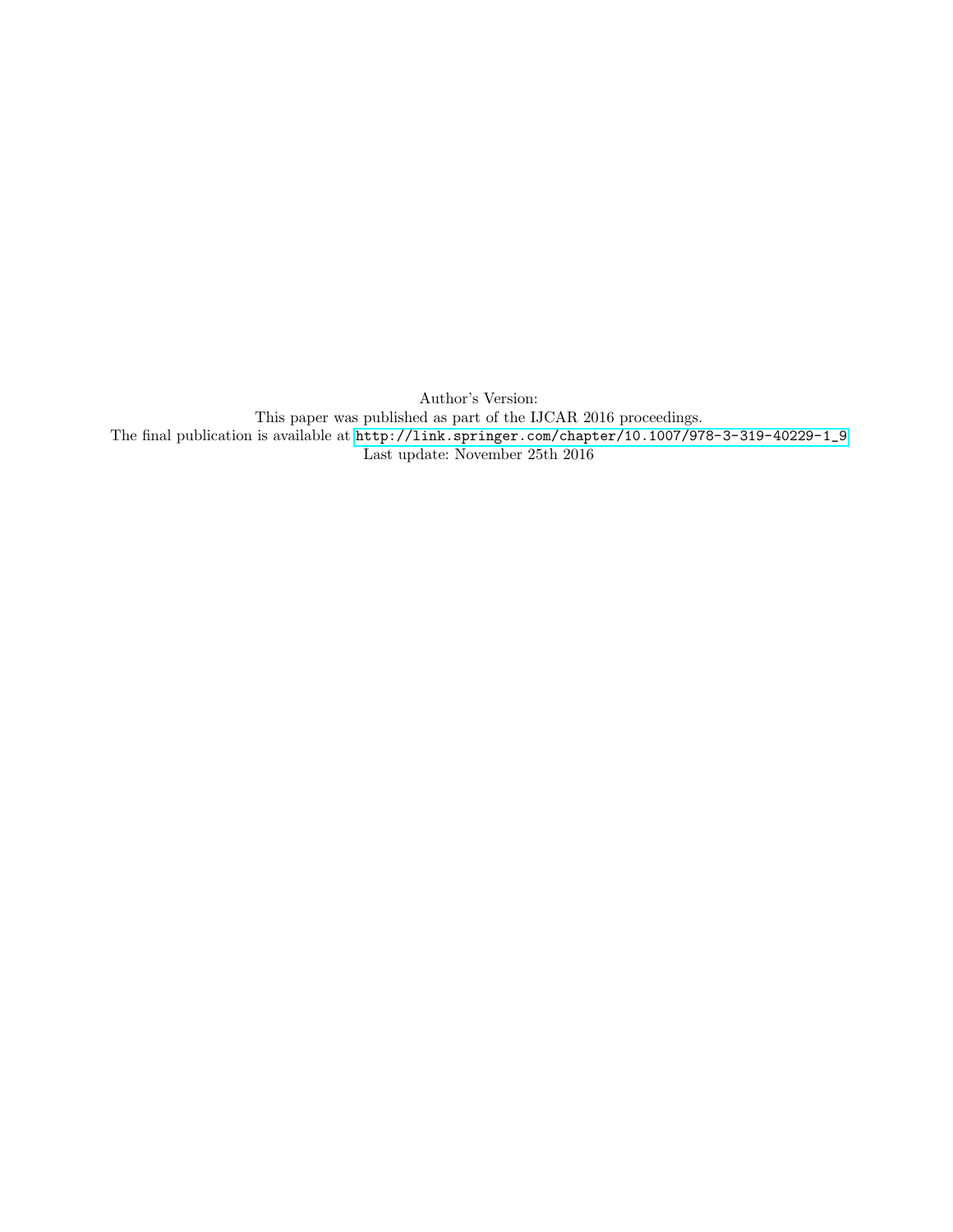Author's Version:
This paper was published as part of the IJCAR 2016 proceedings.
The final publication is available at http://link.springer.com/chapter/10.1007/978-3-319-40229-1_9
Last update: November 25th 2016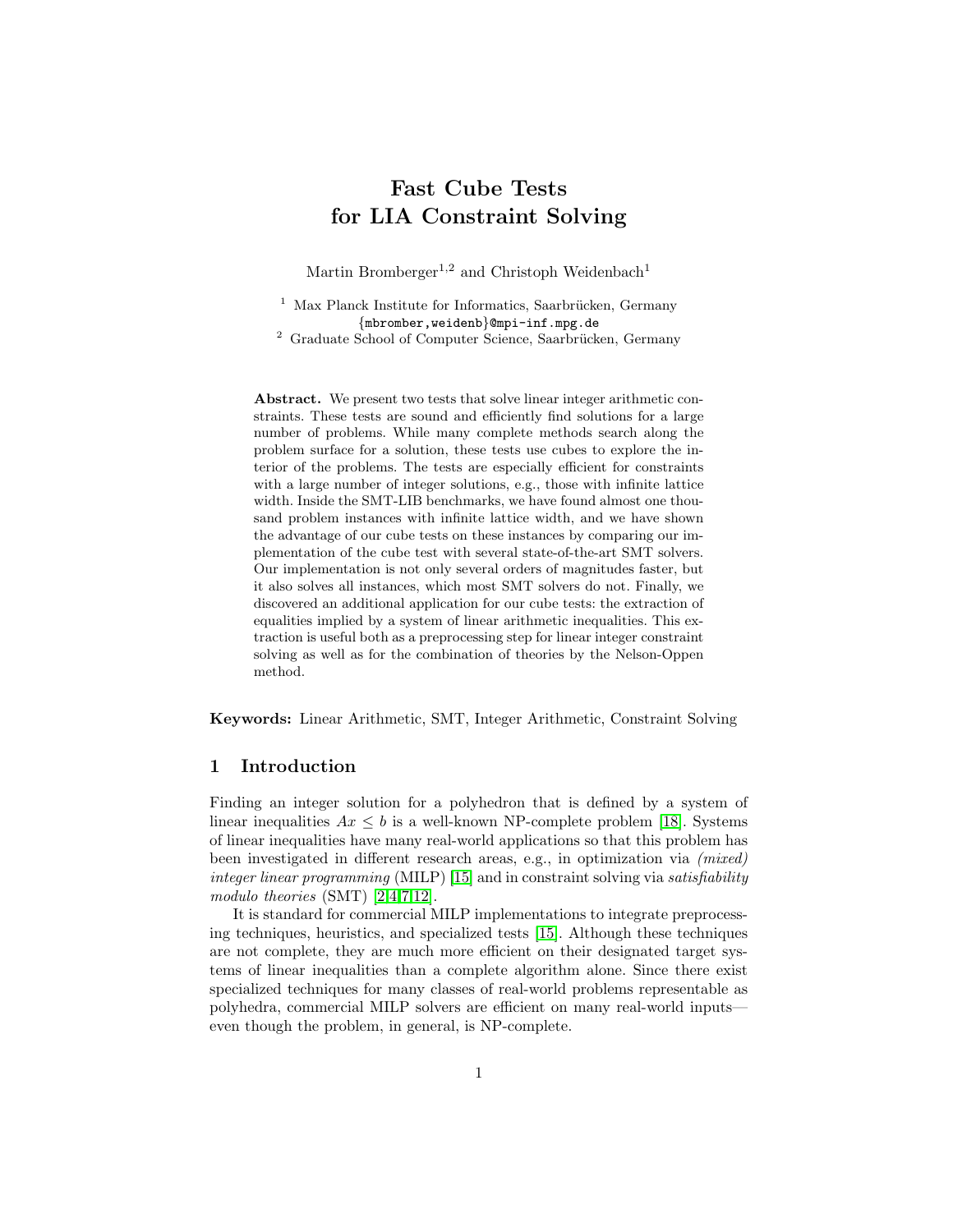# Fast Cube Tests for LIA Constraint Solving

Martin Bromberger[1,2] and Christoph Weidenbach[1]

[1] Max Planck Institute for Informatics, Saarbrücken, Germany
{mbromber,weidenb}@mpi-inf.mpg.de
[2] Graduate School of Computer Science, Saarbrücken, Germany

**Abstract.** We present two tests that solve linear integer arithmetic constraints. These tests are sound and efficiently find solutions for a large number of problems. While many complete methods search along the problem surface for a solution, these tests use cubes to explore the interior of the problems. The tests are especially efficient for constraints with a large number of integer solutions, e.g., those with infinite lattice width. Inside the SMT-LIB benchmarks, we have found almost one thousand problem instances with infinite lattice width, and we have shown the advantage of our cube tests on these instances by comparing our implementation of the cube test with several state-of-the-art SMT solvers. Our implementation is not only several orders of magnitudes faster, but it also solves all instances, which most SMT solvers do not. Finally, we discovered an additional application for our cube tests: the extraction of equalities implied by a system of linear arithmetic inequalities. This extraction is useful both as a preprocessing step for linear integer constraint solving as well as for the combination of theories by the Nelson-Oppen method.

**Keywords:** Linear Arithmetic, SMT, Integer Arithmetic, Constraint Solving

## 1 Introduction

Finding an integer solution for a polyhedron that is defined by a system of linear inequalities $Ax \leq b$ is a well-known NP-complete problem [18]. Systems of linear inequalities have many real-world applications so that this problem has been investigated in different research areas, e.g., in optimization via *(mixed) integer linear programming* (MILP) [15] and in constraint solving via *satisfiability modulo theories* (SMT) [2,4,7,12].

It is standard for commercial MILP implementations to integrate preprocessing techniques, heuristics, and specialized tests [15]. Although these techniques are not complete, they are much more efficient on their designated target systems of linear inequalities than a complete algorithm alone. Since there exist specialized techniques for many classes of real-world problems representable as polyhedra, commercial MILP solvers are efficient on many real-world inputs—even though the problem, in general, is NP-complete.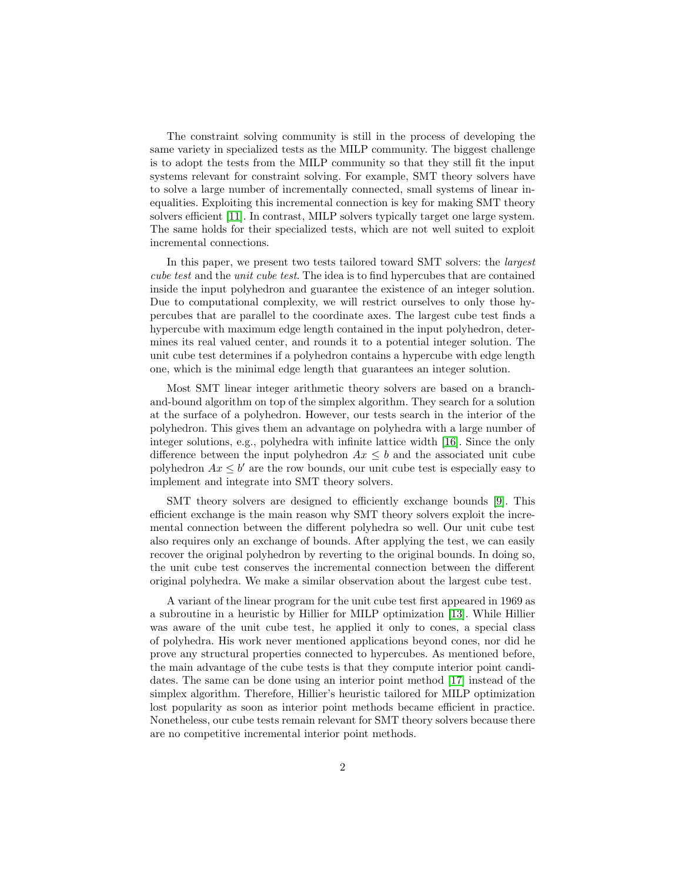The constraint solving community is still in the process of developing the same variety in specialized tests as the MILP community. The biggest challenge is to adopt the tests from the MILP community so that they still fit the input systems relevant for constraint solving. For example, SMT theory solvers have to solve a large number of incrementally connected, small systems of linear inequalities. Exploiting this incremental connection is key for making SMT theory solvers efficient [11]. In contrast, MILP solvers typically target one large system. The same holds for their specialized tests, which are not well suited to exploit incremental connections.

In this paper, we present two tests tailored toward SMT solvers: the *largest cube test* and the *unit cube test*. The idea is to find hypercubes that are contained inside the input polyhedron and guarantee the existence of an integer solution. Due to computational complexity, we will restrict ourselves to only those hypercubes that are parallel to the coordinate axes. The largest cube test finds a hypercube with maximum edge length contained in the input polyhedron, determines its real valued center, and rounds it to a potential integer solution. The unit cube test determines if a polyhedron contains a hypercube with edge length one, which is the minimal edge length that guarantees an integer solution.

Most SMT linear integer arithmetic theory solvers are based on a branch-and-bound algorithm on top of the simplex algorithm. They search for a solution at the surface of a polyhedron. However, our tests search in the interior of the polyhedron. This gives them an advantage on polyhedra with a large number of integer solutions, e.g., polyhedra with infinite lattice width [16]. Since the only difference between the input polyhedron $Ax \leq b$ and the associated unit cube polyhedron $Ax \leq b'$ are the row bounds, our unit cube test is especially easy to implement and integrate into SMT theory solvers.

SMT theory solvers are designed to efficiently exchange bounds [9]. This efficient exchange is the main reason why SMT theory solvers exploit the incremental connection between the different polyhedra so well. Our unit cube test also requires only an exchange of bounds. After applying the test, we can easily recover the original polyhedron by reverting to the original bounds. In doing so, the unit cube test conserves the incremental connection between the different original polyhedra. We make a similar observation about the largest cube test.

A variant of the linear program for the unit cube test first appeared in 1969 as a subroutine in a heuristic by Hillier for MILP optimization [13]. While Hillier was aware of the unit cube test, he applied it only to cones, a special class of polyhedra. His work never mentioned applications beyond cones, nor did he prove any structural properties connected to hypercubes. As mentioned before, the main advantage of the cube tests is that they compute interior point candidates. The same can be done using an interior point method [17] instead of the simplex algorithm. Therefore, Hillier's heuristic tailored for MILP optimization lost popularity as soon as interior point methods became efficient in practice. Nonetheless, our cube tests remain relevant for SMT theory solvers because there are no competitive incremental interior point methods.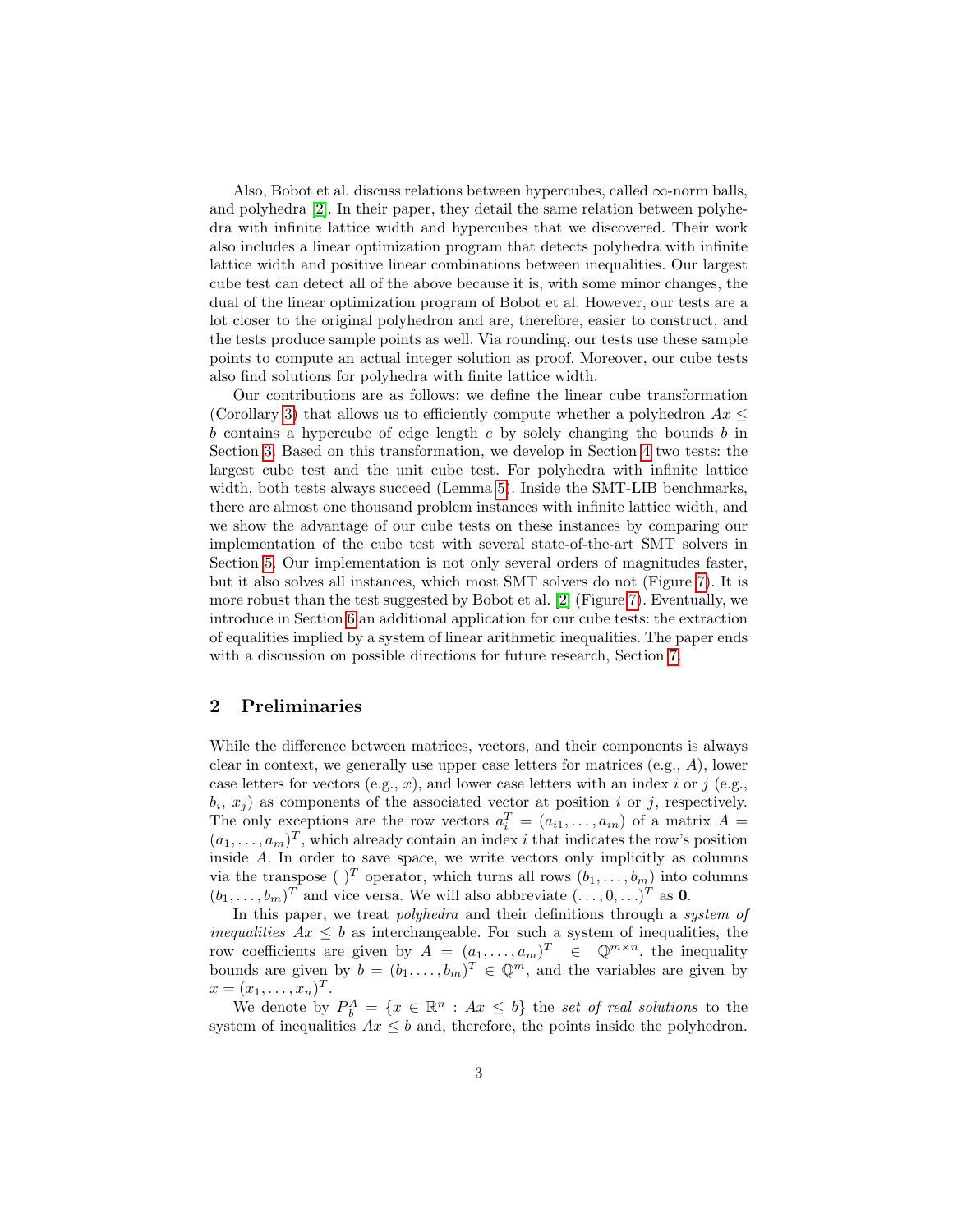Also, Bobot et al. discuss relations between hypercubes, called $\infty$-norm balls, and polyhedra [2]. In their paper, they detail the same relation between polyhedra with infinite lattice width and hypercubes that we discovered. Their work also includes a linear optimization program that detects polyhedra with infinite lattice width and positive linear combinations between inequalities. Our largest cube test can detect all of the above because it is, with some minor changes, the dual of the linear optimization program of Bobot et al. However, our tests are a lot closer to the original polyhedron and are, therefore, easier to construct, and the tests produce sample points as well. Via rounding, our tests use these sample points to compute an actual integer solution as proof. Moreover, our cube tests also find solutions for polyhedra with finite lattice width.

Our contributions are as follows: we define the linear cube transformation (Corollary 3) that allows us to efficiently compute whether a polyhedron $Ax \leq b$ contains a hypercube of edge length $e$ by solely changing the bounds $b$ in Section 3. Based on this transformation, we develop in Section 4 two tests: the largest cube test and the unit cube test. For polyhedra with infinite lattice width, both tests always succeed (Lemma 5). Inside the SMT-LIB benchmarks, there are almost one thousand problem instances with infinite lattice width, and we show the advantage of our cube tests on these instances by comparing our implementation of the cube test with several state-of-the-art SMT solvers in Section 5. Our implementation is not only several orders of magnitudes faster, but it also solves all instances, which most SMT solvers do not (Figure 7). It is more robust than the test suggested by Bobot et al. [2] (Figure 7). Eventually, we introduce in Section 6 an additional application for our cube tests: the extraction of equalities implied by a system of linear arithmetic inequalities. The paper ends with a discussion on possible directions for future research, Section 7.

## 2 Preliminaries

While the difference between matrices, vectors, and their components is always clear in context, we generally use upper case letters for matrices (e.g., $A$), lower case letters for vectors (e.g., $x$), and lower case letters with an index $i$ or $j$ (e.g., $b_i$, $x_j$) as components of the associated vector at position $i$ or $j$, respectively. The only exceptions are the row vectors $a_i^T = (a_{i1}, \ldots, a_{in})$ of a matrix $A = (a_1, \ldots, a_m)^T$, which already contain an index $i$ that indicates the row's position inside $A$. In order to save space, we write vectors only implicitly as columns via the transpose $(\ )^T$ operator, which turns all rows $(b_1, \ldots, b_m)$ into columns $(b_1, \ldots, b_m)^T$ and vice versa. We will also abbreviate $(\ldots, 0, \ldots)^T$ as $\mathbf{0}$.

In this paper, we treat *polyhedra* and their definitions through a *system of inequalities* $Ax \leq b$ as interchangeable. For such a system of inequalities, the row coefficients are given by $A = (a_1, \ldots, a_m)^T \in \mathbb{Q}^{m \times n}$, the inequality bounds are given by $b = (b_1, \ldots, b_m)^T \in \mathbb{Q}^m$, and the variables are given by $x = (x_1, \ldots, x_n)^T$.

We denote by $P_b^A = \{x \in \mathbb{R}^n : Ax \leq b\}$ the *set of real solutions* to the system of inequalities $Ax \leq b$ and, therefore, the points inside the polyhedron.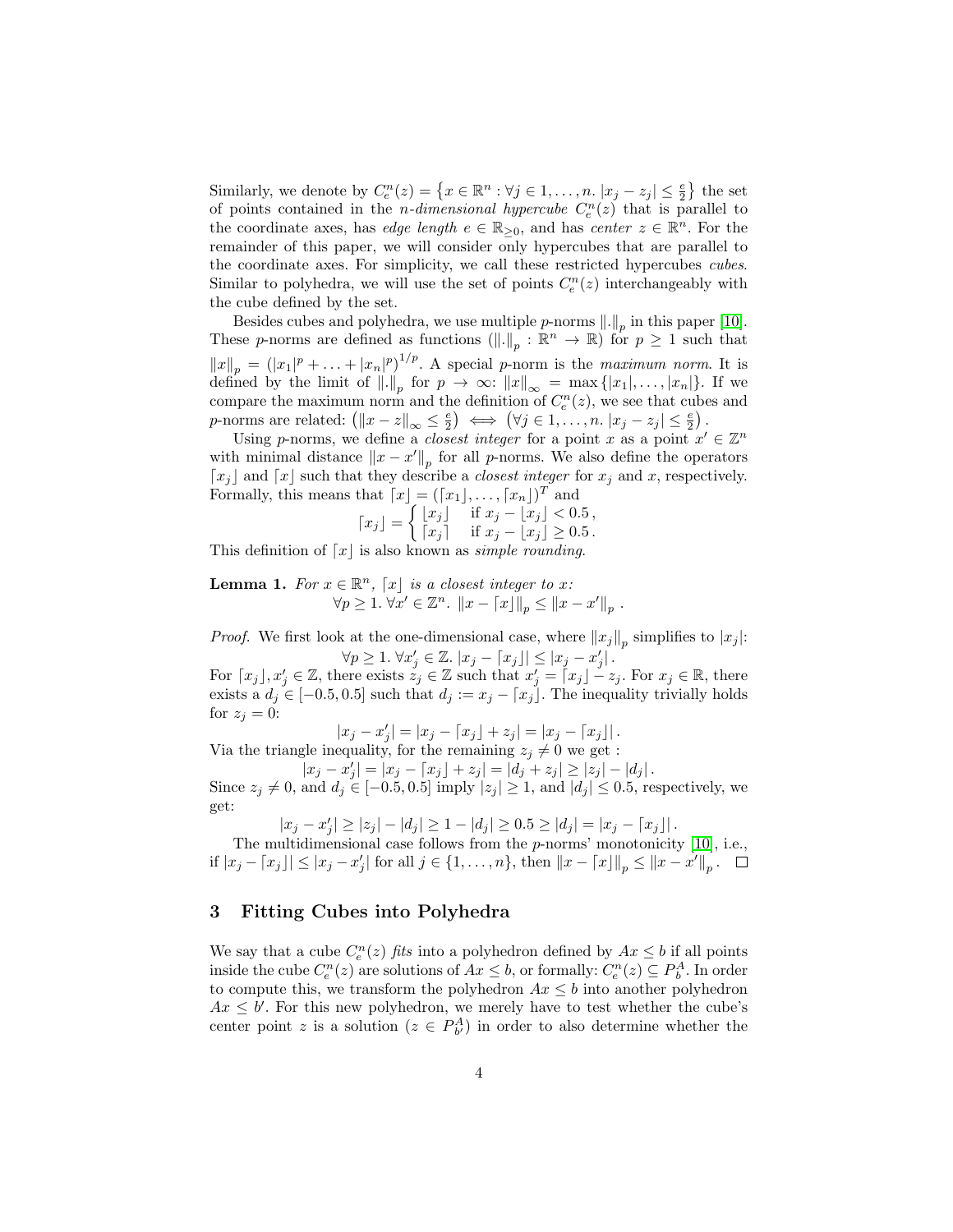Similarly, we denote by $C_e^n(z) = \left\{x \in \mathbb{R}^n : \forall j \in 1, \ldots, n.\ |x_j - z_j| \leq \frac{e}{2}\right\}$ the set of points contained in the *n-dimensional hypercube* $C_e^n(z)$ that is parallel to the coordinate axes, has *edge length* $e \in \mathbb{R}_{\geq 0}$, and has *center* $z \in \mathbb{R}^n$. For the remainder of this paper, we will consider only hypercubes that are parallel to the coordinate axes. For simplicity, we call these restricted hypercubes *cubes*. Similar to polyhedra, we will use the set of points $C_e^n(z)$ interchangeably with the cube defined by the set.

Besides cubes and polyhedra, we use multiple $p$-norms $\|.\|_p$ in this paper [10]. These $p$-norms are defined as functions ($\|.\|_p : \mathbb{R}^n \to \mathbb{R}$) for $p \geq 1$ such that $\|x\|_p = (|x_1|^p + \ldots + |x_n|^p)^{1/p}$. A special $p$-norm is the *maximum norm*. It is defined by the limit of $\|.\|_p$ for $p \to \infty$: $\|x\|_\infty = \max\{|x_1|, \ldots, |x_n|\}$. If we compare the maximum norm and the definition of $C_e^n(z)$, we see that cubes and $p$-norms are related: $\left(\|x - z\|_\infty \leq \frac{e}{2}\right) \iff \left(\forall j \in 1, \ldots, n.\ |x_j - z_j| \leq \frac{e}{2}\right)$.

Using $p$-norms, we define a *closest integer* for a point $x$ as a point $x' \in \mathbb{Z}^n$ with minimal distance $\|x - x'\|_p$ for all $p$-norms. We also define the operators $\lceil x_j \rfloor$ and $\lceil x \rfloor$ such that they describe a *closest integer* for $x_j$ and $x$, respectively. Formally, this means that $\lceil x \rfloor = (\lceil x_1 \rfloor, \ldots, \lceil x_n \rfloor)^T$ and

$$\lceil x_j \rfloor = \begin{cases} \lfloor x_j \rfloor & \text{if } x_j - \lfloor x_j \rfloor < 0.5\,, \\ \lceil x_j \rceil & \text{if } x_j - \lfloor x_j \rfloor \geq 0.5\,. \end{cases}$$

This definition of $\lceil x \rfloor$ is also known as *simple rounding*.

**Lemma 1.** *For $x \in \mathbb{R}^n$, $\lceil x \rfloor$ is a closest integer to $x$:*

$$\forall p \geq 1.\ \forall x' \in \mathbb{Z}^n.\ \|x - \lceil x \rfloor\|_p \leq \|x - x'\|_p\ .$$

*Proof.* We first look at the one-dimensional case, where $\|x_j\|_p$ simplifies to $|x_j|$:

$$\forall p \geq 1.\ \forall x'_j \in \mathbb{Z}.\ |x_j - \lceil x_j \rfloor| \leq |x_j - x'_j|\,.$$

For $\lceil x_j \rfloor, x'_j \in \mathbb{Z}$, there exists $z_j \in \mathbb{Z}$ such that $x'_j = \lceil x_j \rfloor - z_j$. For $x_j \in \mathbb{R}$, there exists a $d_j \in [-0.5, 0.5]$ such that $d_j := x_j - \lceil x_j \rfloor$. The inequality trivially holds for $z_j = 0$:

$$|x_j - x'_j| = |x_j - \lceil x_j \rfloor + z_j| = |x_j - \lceil x_j \rfloor|\,.$$

Via the triangle inequality, for the remaining $z_j \neq 0$ we get :

$$|x_j - x'_j| = |x_j - \lceil x_j \rfloor + z_j| = |d_j + z_j| \geq |z_j| - |d_j|\,.$$

Since $z_j \neq 0$, and $d_j \in [-0.5, 0.5]$ imply $|z_j| \geq 1$, and $|d_j| \leq 0.5$, respectively, we get:

$$|x_j - x'_j| \geq |z_j| - |d_j| \geq 1 - |d_j| \geq 0.5 \geq |d_j| = |x_j - \lceil x_j \rfloor|\,.$$

The multidimensional case follows from the $p$-norms' monotonicity [10], i.e., if $|x_j - \lceil x_j \rfloor| \leq |x_j - x'_j|$ for all $j \in \{1, \ldots, n\}$, then $\|x - \lceil x \rfloor\|_p \leq \|x - x'\|_p$. $\square$

## 3 Fitting Cubes into Polyhedra

We say that a cube $C_e^n(z)$ *fits* into a polyhedron defined by $Ax \leq b$ if all points inside the cube $C_e^n(z)$ are solutions of $Ax \leq b$, or formally: $C_e^n(z) \subseteq P_b^A$. In order to compute this, we transform the polyhedron $Ax \leq b$ into another polyhedron $Ax \leq b'$. For this new polyhedron, we merely have to test whether the cube's center point $z$ is a solution ($z \in P_{b'}^A$) in order to also determine whether the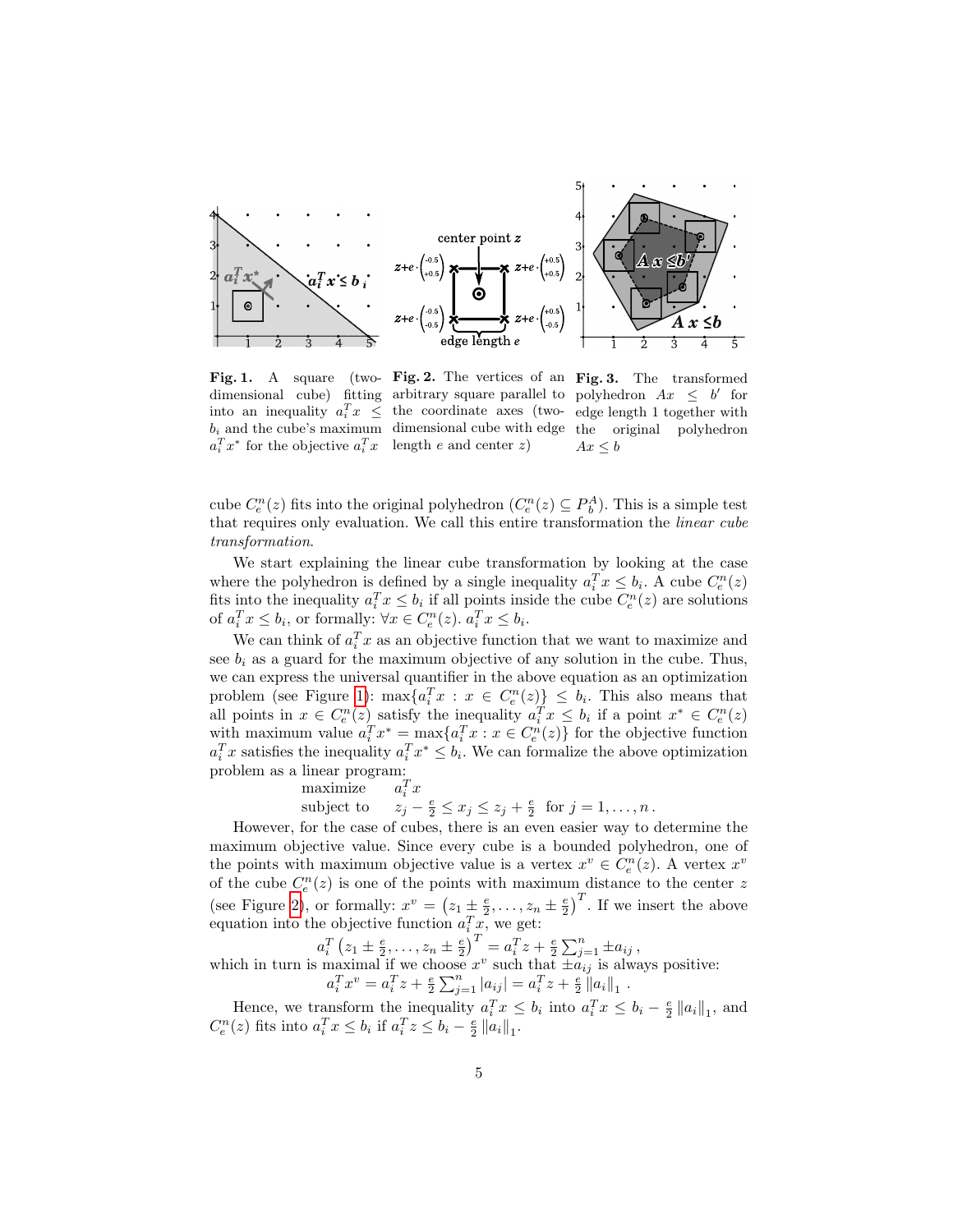**Fig. 1.** A square (two-dimensional cube) fitting into an inequality $a_i^T x \leq b_i$ and the cube's maximum $a_i^T x^*$ for the objective $a_i^T x$

**Fig. 2.** The vertices of an arbitrary square parallel to the coordinate axes (two-dimensional cube with edge length $e$ and center $z$)

**Fig. 3.** The transformed polyhedron $Ax \leq b'$ for edge length 1 together with the original polyhedron $Ax \leq b$

cube $C_e^n(z)$ fits into the original polyhedron ($C_e^n(z) \subseteq P_b^A$). This is a simple test that requires only evaluation. We call this entire transformation the *linear cube transformation*.

We start explaining the linear cube transformation by looking at the case where the polyhedron is defined by a single inequality $a_i^T x \leq b_i$. A cube $C_e^n(z)$ fits into the inequality $a_i^T x \leq b_i$ if all points inside the cube $C_e^n(z)$ are solutions of $a_i^T x \leq b_i$, or formally: $\forall x \in C_e^n(z).\ a_i^T x \leq b_i$.

We can think of $a_i^T x$ as an objective function that we want to maximize and see $b_i$ as a guard for the maximum objective of any solution in the cube. Thus, we can express the universal quantifier in the above equation as an optimization problem (see Figure 1): $\max\{a_i^T x : x \in C_e^n(z)\} \leq b_i$. This also means that all points in $x \in C_e^n(z)$ satisfy the inequality $a_i^T x \leq b_i$ if a point $x^* \in C_e^n(z)$ with maximum value $a_i^T x^* = \max\{a_i^T x : x \in C_e^n(z)\}$ for the objective function $a_i^T x$ satisfies the inequality $a_i^T x^* \leq b_i$. We can formalize the above optimization problem as a linear program:

$$\begin{array}{ll} \text{maximize} & a_i^T x \\ \text{subject to} & z_j - \frac{e}{2} \leq x_j \leq z_j + \frac{e}{2} \quad \text{for } j = 1, \ldots, n\,. \end{array}$$

However, for the case of cubes, there is an even easier way to determine the maximum objective value. Since every cube is a bounded polyhedron, one of the points with maximum objective value is a vertex $x^v \in C_e^n(z)$. A vertex $x^v$ of the cube $C_e^n(z)$ is one of the points with maximum distance to the center $z$ (see Figure 2), or formally: $x^v = \left(z_1 \pm \frac{e}{2}, \ldots, z_n \pm \frac{e}{2}\right)^T$. If we insert the above equation into the objective function $a_i^T x$, we get:

$$a_i^T \left(z_1 \pm \tfrac{e}{2}, \ldots, z_n \pm \tfrac{e}{2}\right)^T = a_i^T z + \tfrac{e}{2} \textstyle\sum_{j=1}^{n} \pm a_{ij}\,,$$

which in turn is maximal if we choose $x^v$ such that $\pm a_{ij}$ is always positive:

$$a_i^T x^v = a_i^T z + \tfrac{e}{2} \textstyle\sum_{j=1}^{n} |a_{ij}| = a_i^T z + \tfrac{e}{2} \|a_i\|_1\,.$$

Hence, we transform the inequality $a_i^T x \leq b_i$ into $a_i^T x \leq b_i - \frac{e}{2} \|a_i\|_1$, and $C_e^n(z)$ fits into $a_i^T x \leq b_i$ if $a_i^T z \leq b_i - \frac{e}{2} \|a_i\|_1$.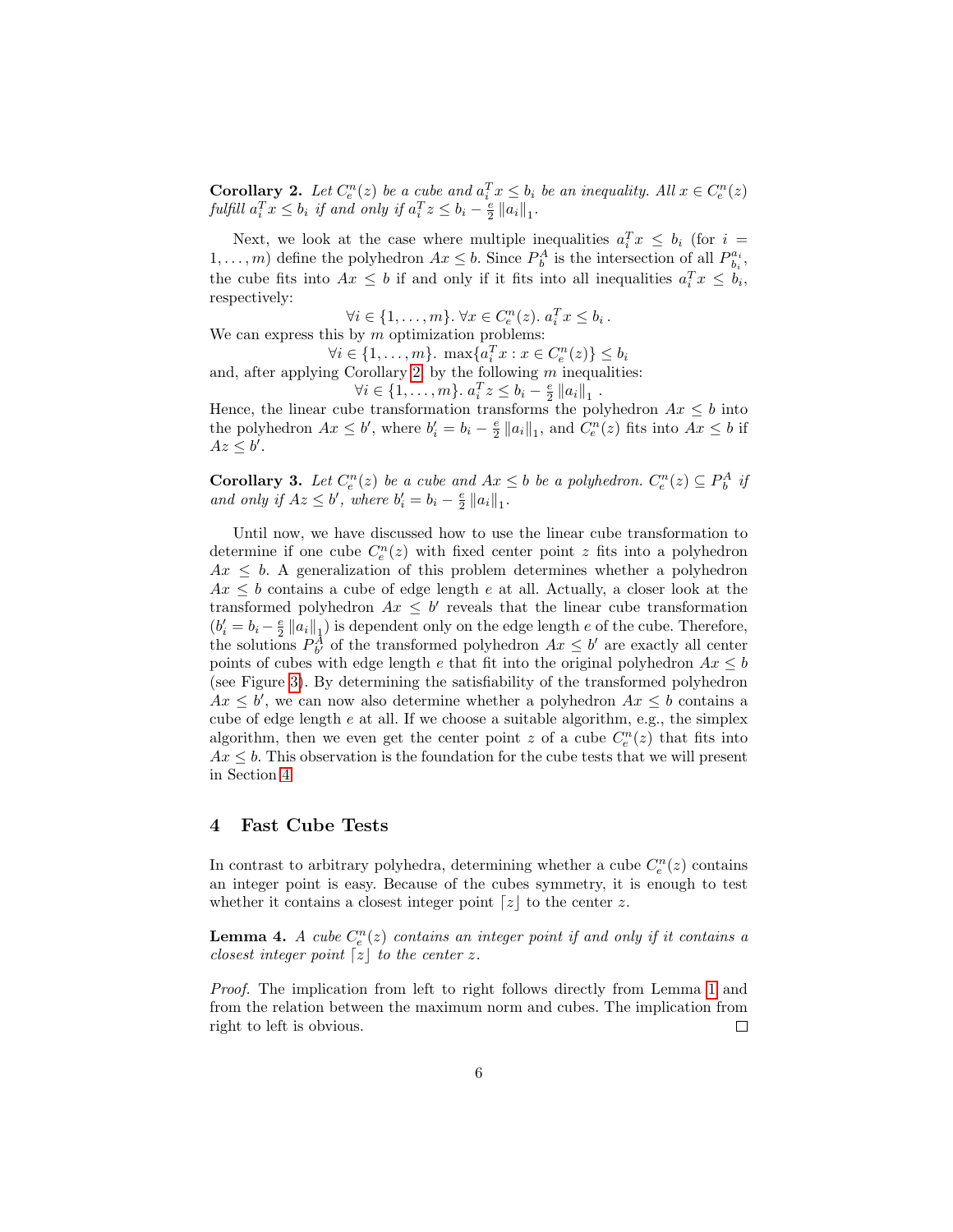**Corollary 2.** *Let $C_e^n(z)$ be a cube and $a_i^T x \leq b_i$ be an inequality. All $x \in C_e^n(z)$ fulfill $a_i^T x \leq b_i$ if and only if $a_i^T z \leq b_i - \frac{e}{2} \|a_i\|_1$.*

Next, we look at the case where multiple inequalities $a_i^T x \leq b_i$ (for $i = 1, \ldots, m$) define the polyhedron $Ax \leq b$. Since $P_b^A$ is the intersection of all $P_{b_i}^{a_i}$, the cube fits into $Ax \leq b$ if and only if it fits into all inequalities $a_i^T x \leq b_i$, respectively:

$$\forall i \in \{1, \ldots, m\}.\ \forall x \in C_e^n(z).\ a_i^T x \leq b_i\,.$$

We can express this by $m$ optimization problems:

$$\forall i \in \{1, \ldots, m\}.\ \max\{a_i^T x : x \in C_e^n(z)\} \leq b_i$$

and, after applying Corollary 2, by the following $m$ inequalities:

$$\forall i \in \{1, \ldots, m\}.\ a_i^T z \leq b_i - \tfrac{e}{2} \|a_i\|_1\,.$$

Hence, the linear cube transformation transforms the polyhedron $Ax \leq b$ into the polyhedron $Ax \leq b'$, where $b'_i = b_i - \frac{e}{2} \|a_i\|_1$, and $C_e^n(z)$ fits into $Ax \leq b$ if $Az \leq b'$.

**Corollary 3.** *Let $C_e^n(z)$ be a cube and $Ax \leq b$ be a polyhedron. $C_e^n(z) \subseteq P_b^A$ if and only if $Az \leq b'$, where $b'_i = b_i - \frac{e}{2} \|a_i\|_1$.*

Until now, we have discussed how to use the linear cube transformation to determine if one cube $C_e^n(z)$ with fixed center point $z$ fits into a polyhedron $Ax \leq b$. A generalization of this problem determines whether a polyhedron $Ax \leq b$ contains a cube of edge length $e$ at all. Actually, a closer look at the transformed polyhedron $Ax \leq b'$ reveals that the linear cube transformation ($b'_i = b_i - \frac{e}{2} \|a_i\|_1$) is dependent only on the edge length $e$ of the cube. Therefore, the solutions $P_{b'}^A$ of the transformed polyhedron $Ax \leq b'$ are exactly all center points of cubes with edge length $e$ that fit into the original polyhedron $Ax \leq b$ (see Figure 3). By determining the satisfiability of the transformed polyhedron $Ax \leq b'$, we can now also determine whether a polyhedron $Ax \leq b$ contains a cube of edge length $e$ at all. If we choose a suitable algorithm, e.g., the simplex algorithm, then we even get the center point $z$ of a cube $C_e^n(z)$ that fits into $Ax \leq b$. This observation is the foundation for the cube tests that we will present in Section 4.

## 4 Fast Cube Tests

In contrast to arbitrary polyhedra, determining whether a cube $C_e^n(z)$ contains an integer point is easy. Because of the cubes symmetry, it is enough to test whether it contains a closest integer point $\lceil z \rfloor$ to the center $z$.

**Lemma 4.** *A cube $C_e^n(z)$ contains an integer point if and only if it contains a closest integer point $\lceil z \rfloor$ to the center $z$.*

*Proof.* The implication from left to right follows directly from Lemma 1 and from the relation between the maximum norm and cubes. The implication from right to left is obvious. □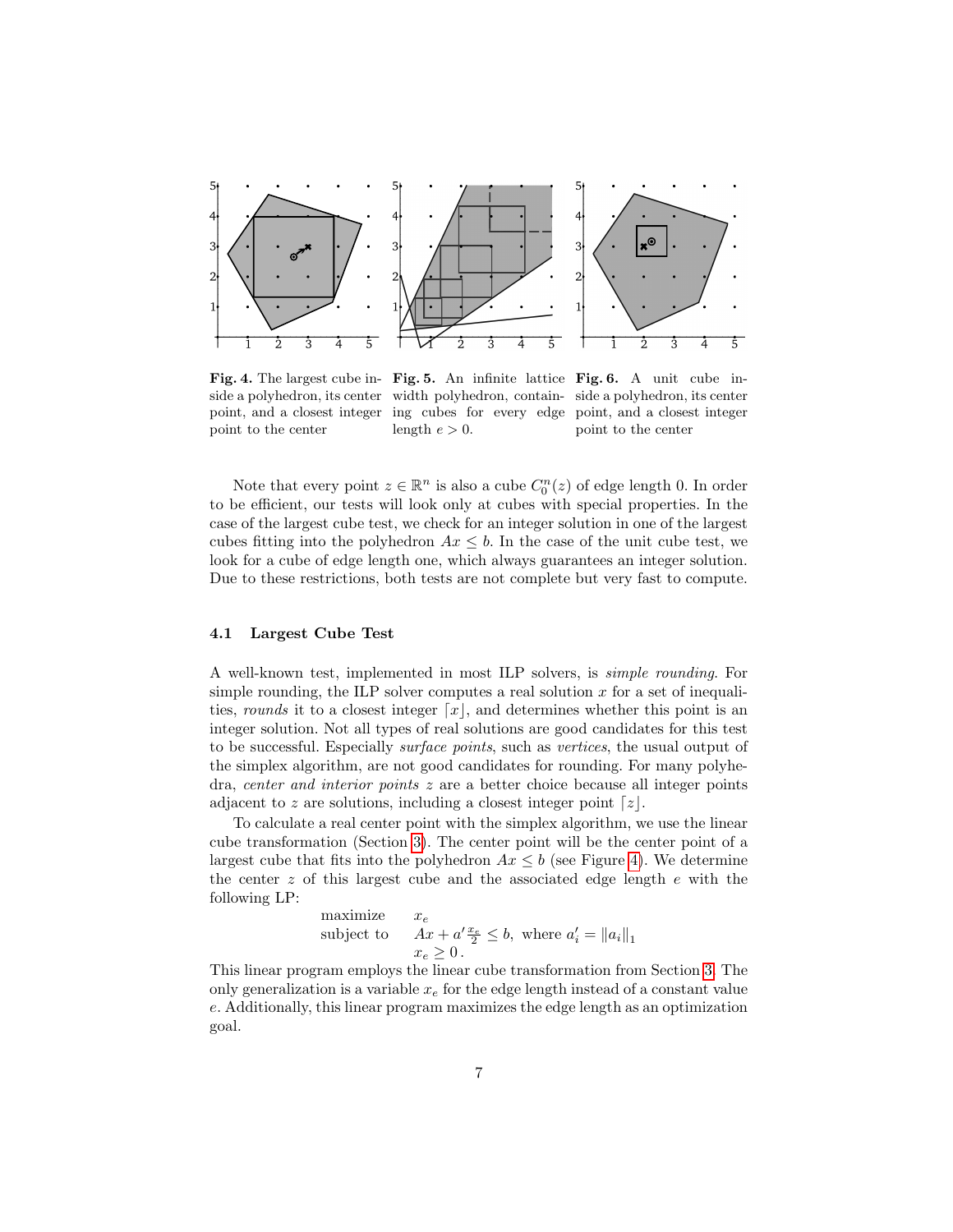**Fig. 4.** The largest cube inside a polyhedron, its center point, and a closest integer point to the center

**Fig. 5.** An infinite lattice width polyhedron, containing cubes for every edge length $e > 0$.

**Fig. 6.** A unit cube inside a polyhedron, its center point, and a closest integer point to the center

Note that every point $z \in \mathbb{R}^n$ is also a cube $C_0^n(z)$ of edge length 0. In order to be efficient, our tests will look only at cubes with special properties. In the case of the largest cube test, we check for an integer solution in one of the largest cubes fitting into the polyhedron $Ax \leq b$. In the case of the unit cube test, we look for a cube of edge length one, which always guarantees an integer solution. Due to these restrictions, both tests are not complete but very fast to compute.

### 4.1 Largest Cube Test

A well-known test, implemented in most ILP solvers, is *simple rounding*. For simple rounding, the ILP solver computes a real solution $x$ for a set of inequalities, *rounds* it to a closest integer $\lceil x \rfloor$, and determines whether this point is an integer solution. Not all types of real solutions are good candidates for this test to be successful. Especially *surface points*, such as *vertices*, the usual output of the simplex algorithm, are not good candidates for rounding. For many polyhedra, *center and interior points* $z$ are a better choice because all integer points adjacent to $z$ are solutions, including a closest integer point $\lceil z \rfloor$.

To calculate a real center point with the simplex algorithm, we use the linear cube transformation (Section 3). The center point will be the center point of a largest cube that fits into the polyhedron $Ax \leq b$ (see Figure 4). We determine the center $z$ of this largest cube and the associated edge length $e$ with the following LP:

$$
\begin{array}{ll}
\text{maximize} & x_e \\
\text{subject to} & Ax + a' \frac{x_e}{2} \leq b, \text{ where } a'_i = \|a_i\|_1 \\
 & x_e \geq 0 \, .
\end{array}
$$

This linear program employs the linear cube transformation from Section 3. The only generalization is a variable $x_e$ for the edge length instead of a constant value $e$. Additionally, this linear program maximizes the edge length as an optimization goal.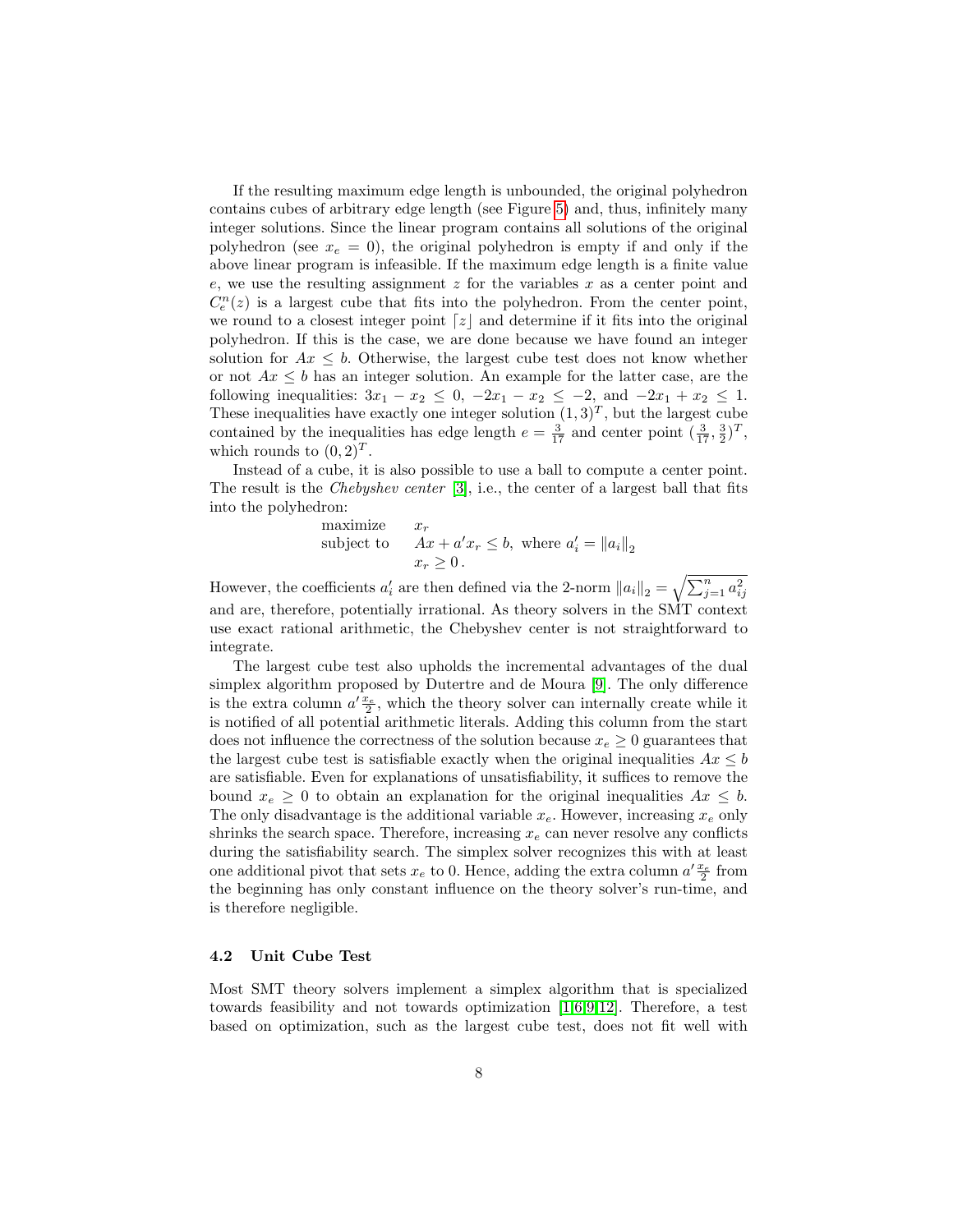If the resulting maximum edge length is unbounded, the original polyhedron contains cubes of arbitrary edge length (see Figure 5) and, thus, infinitely many integer solutions. Since the linear program contains all solutions of the original polyhedron (see $x_e = 0$), the original polyhedron is empty if and only if the above linear program is infeasible. If the maximum edge length is a finite value $e$, we use the resulting assignment $z$ for the variables $x$ as a center point and $C_e^n(z)$ is a largest cube that fits into the polyhedron. From the center point, we round to a closest integer point $\lceil z \rfloor$ and determine if it fits into the original polyhedron. If this is the case, we are done because we have found an integer solution for $Ax \leq b$. Otherwise, the largest cube test does not know whether or not $Ax \leq b$ has an integer solution. An example for the latter case, are the following inequalities: $3x_1 - x_2 \leq 0$, $-2x_1 - x_2 \leq -2$, and $-2x_1 + x_2 \leq 1$. These inequalities have exactly one integer solution $(1, 3)^T$, but the largest cube contained by the inequalities has edge length $e = \frac{3}{17}$ and center point $(\frac{3}{17}, \frac{3}{2})^T$, which rounds to $(0, 2)^T$.

Instead of a cube, it is also possible to use a ball to compute a center point. The result is the *Chebyshev center* [3], i.e., the center of a largest ball that fits into the polyhedron:

$$
\begin{array}{ll}
\text{maximize} & x_r \\
\text{subject to} & Ax + a' x_r \leq b, \text{ where } a'_i = \|a_i\|_2 \\
 & x_r \geq 0\,.
\end{array}
$$

However, the coefficients $a'_i$ are then defined via the 2-norm $\|a_i\|_2 = \sqrt{\sum_{j=1}^{n} a_{ij}^2}$ and are, therefore, potentially irrational. As theory solvers in the SMT context use exact rational arithmetic, the Chebyshev center is not straightforward to integrate.

The largest cube test also upholds the incremental advantages of the dual simplex algorithm proposed by Dutertre and de Moura [9]. The only difference is the extra column $a' \frac{x_e}{2}$, which the theory solver can internally create while it is notified of all potential arithmetic literals. Adding this column from the start does not influence the correctness of the solution because $x_e \geq 0$ guarantees that the largest cube test is satisfiable exactly when the original inequalities $Ax \leq b$ are satisfiable. Even for explanations of unsatisfiability, it suffices to remove the bound $x_e \geq 0$ to obtain an explanation for the original inequalities $Ax \leq b$. The only disadvantage is the additional variable $x_e$. However, increasing $x_e$ only shrinks the search space. Therefore, increasing $x_e$ can never resolve any conflicts during the satisfiability search. The simplex solver recognizes this with at least one additional pivot that sets $x_e$ to 0. Hence, adding the extra column $a' \frac{x_e}{2}$ from the beginning has only constant influence on the theory solver's run-time, and is therefore negligible.

### 4.2 Unit Cube Test

Most SMT theory solvers implement a simplex algorithm that is specialized towards feasibility and not towards optimization [1,6,9,12]. Therefore, a test based on optimization, such as the largest cube test, does not fit well with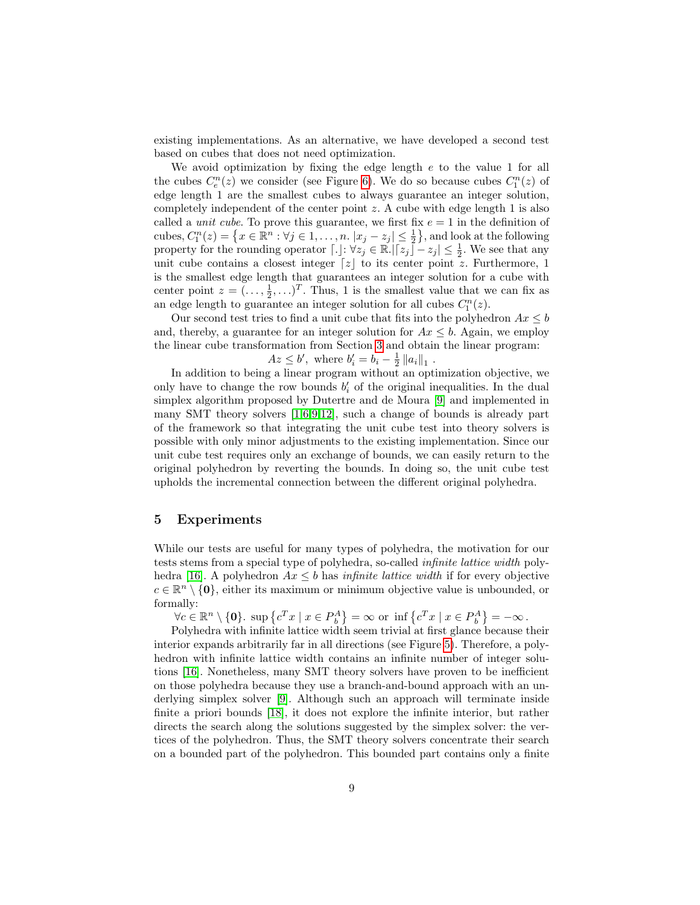existing implementations. As an alternative, we have developed a second test based on cubes that does not need optimization.

We avoid optimization by fixing the edge length $e$ to the value 1 for all the cubes $C_e^n(z)$ we consider (see Figure 6). We do so because cubes $C_1^n(z)$ of edge length 1 are the smallest cubes to always guarantee an integer solution, completely independent of the center point $z$. A cube with edge length 1 is also called a *unit cube*. To prove this guarantee, we first fix $e = 1$ in the definition of cubes, $C_1^n(z) = \left\{x \in \mathbb{R}^n : \forall j \in 1, \ldots, n.\ |x_j - z_j| \leq \frac{1}{2}\right\}$, and look at the following property for the rounding operator $\lceil . \rfloor$: $\forall z_j \in \mathbb{R}. |\lceil z_j \rfloor - z_j| \leq \frac{1}{2}$. We see that any unit cube contains a closest integer $\lceil z \rfloor$ to its center point $z$. Furthermore, 1 is the smallest edge length that guarantees an integer solution for a cube with center point $z = (\ldots, \frac{1}{2}, \ldots)^T$. Thus, 1 is the smallest value that we can fix as an edge length to guarantee an integer solution for all cubes $C_1^n(z)$.

Our second test tries to find a unit cube that fits into the polyhedron $Ax \leq b$ and, thereby, a guarantee for an integer solution for $Ax \leq b$. Again, we employ the linear cube transformation from Section 3 and obtain the linear program:

$$Az \leq b',\ \text{ where } b'_i = b_i - \tfrac{1}{2} \|a_i\|_1 \ .$$

In addition to being a linear program without an optimization objective, we only have to change the row bounds $b'_i$ of the original inequalities. In the dual simplex algorithm proposed by Dutertre and de Moura [9] and implemented in many SMT theory solvers [1,6,9,12], such a change of bounds is already part of the framework so that integrating the unit cube test into theory solvers is possible with only minor adjustments to the existing implementation. Since our unit cube test requires only an exchange of bounds, we can easily return to the original polyhedron by reverting the bounds. In doing so, the unit cube test upholds the incremental connection between the different original polyhedra.

## 5 Experiments

While our tests are useful for many types of polyhedra, the motivation for our tests stems from a special type of polyhedra, so-called *infinite lattice width* polyhedra [16]. A polyhedron $Ax \leq b$ has *infinite lattice width* if for every objective $c \in \mathbb{R}^n \setminus \{\mathbf{0}\}$, either its maximum or minimum objective value is unbounded, or formally:

$$\forall c \in \mathbb{R}^n \setminus \{\mathbf{0}\}.\ \sup\left\{c^T x \mid x \in P_b^A\right\} = \infty \text{ or } \inf\left\{c^T x \mid x \in P_b^A\right\} = -\infty \,.$$

Polyhedra with infinite lattice width seem trivial at first glance because their interior expands arbitrarily far in all directions (see Figure 5). Therefore, a polyhedron with infinite lattice width contains an infinite number of integer solutions [16]. Nonetheless, many SMT theory solvers have proven to be inefficient on those polyhedra because they use a branch-and-bound approach with an underlying simplex solver [9]. Although such an approach will terminate inside finite a priori bounds [18], it does not explore the infinite interior, but rather directs the search along the solutions suggested by the simplex solver: the vertices of the polyhedron. Thus, the SMT theory solvers concentrate their search on a bounded part of the polyhedron. This bounded part contains only a finite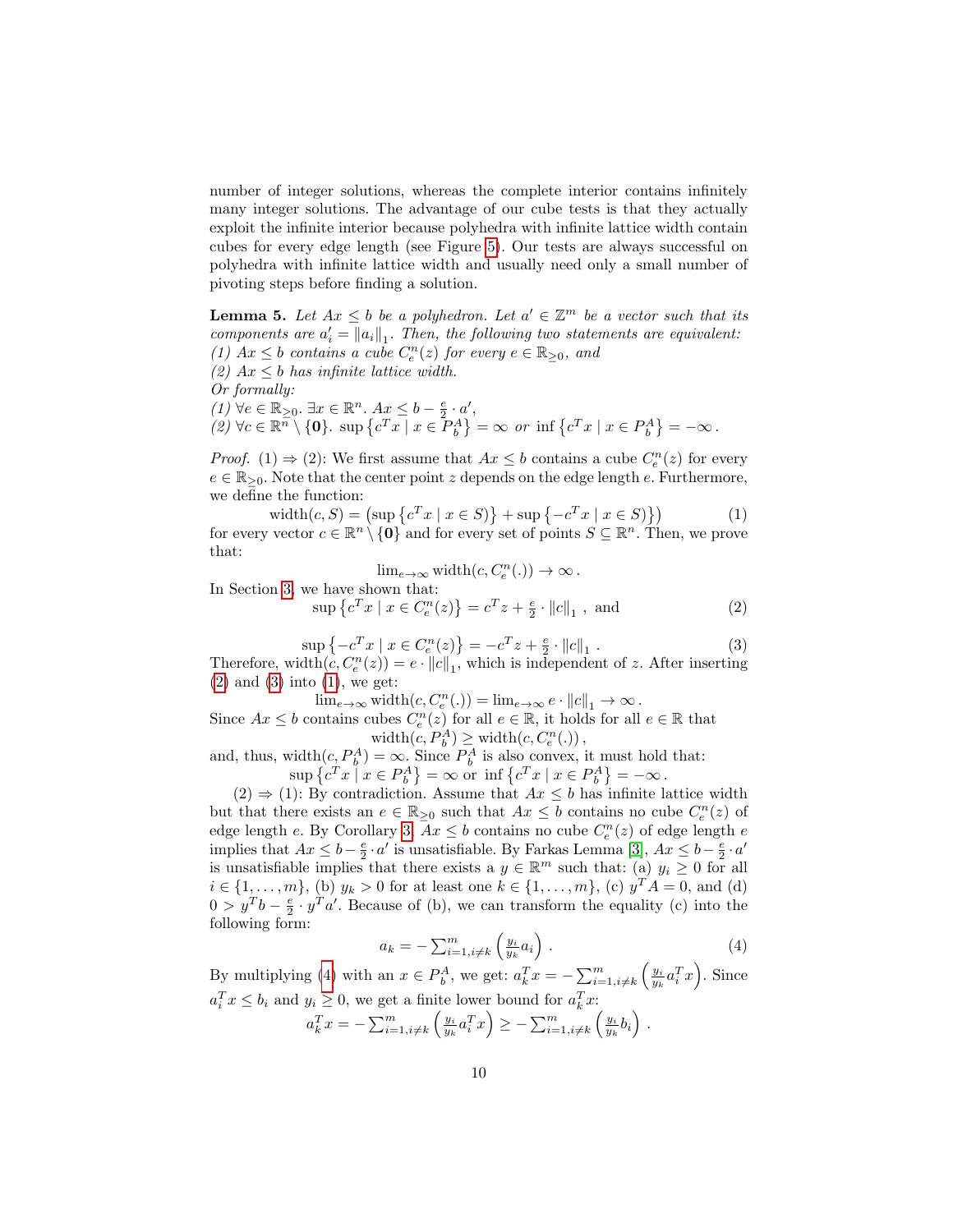number of integer solutions, whereas the complete interior contains infinitely many integer solutions. The advantage of our cube tests is that they actually exploit the infinite interior because polyhedra with infinite lattice width contain cubes for every edge length (see Figure 5). Our tests are always successful on polyhedra with infinite lattice width and usually need only a small number of pivoting steps before finding a solution.

**Lemma 5.** *Let $Ax \leq b$ be a polyhedron. Let $a' \in \mathbb{Z}^m$ be a vector such that its components are $a'_i = \|a_i\|_1$. Then, the following two statements are equivalent:*
*(1) $Ax \leq b$ contains a cube $C^n_e(z)$ for every $e \in \mathbb{R}_{\geq 0}$, and*
*(2) $Ax \leq b$ has infinite lattice width.*
*Or formally:*
*(1) $\forall e \in \mathbb{R}_{\geq 0}.\ \exists x \in \mathbb{R}^n.\ Ax \leq b - \frac{e}{2} \cdot a'$,*
*(2) $\forall c \in \mathbb{R}^n \setminus \{\mathbf{0}\}.\ \sup\left\{c^T x \mid x \in P^A_b\right\} = \infty$ or $\inf\left\{c^T x \mid x \in P^A_b\right\} = -\infty$.*

*Proof.* (1) ⇒ (2): We first assume that $Ax \leq b$ contains a cube $C^n_e(z)$ for every $e \in \mathbb{R}_{\geq 0}$. Note that the center point $z$ depends on the edge length $e$. Furthermore, we define the function:

$$\text{width}(c, S) = \left(\sup\left\{c^T x \mid x \in S\right\} + \sup\left\{-c^T x \mid x \in S\right\}\right) \tag{1}$$

for every vector $c \in \mathbb{R}^n \setminus \{\mathbf{0}\}$ and for every set of points $S \subseteq \mathbb{R}^n$. Then, we prove that:

$$\lim_{e \to \infty} \text{width}(c, C^n_e(.)) \to \infty\,.$$

In Section 3, we have shown that:

$$\sup\left\{c^T x \mid x \in C^n_e(z)\right\} = c^T z + \tfrac{e}{2} \cdot \|c\|_1\ , \text{ and} \tag{2}$$

$$\sup\left\{-c^T x \mid x \in C^n_e(z)\right\} = -c^T z + \tfrac{e}{2} \cdot \|c\|_1\ . \tag{3}$$

Therefore, $\text{width}(c, C^n_e(z)) = e \cdot \|c\|_1$, which is independent of $z$. After inserting (2) and (3) into (1), we get:

$$\lim_{e \to \infty} \text{width}(c, C^n_e(.)) = \lim_{e \to \infty} e \cdot \|c\|_1 \to \infty\,.$$

Since $Ax \leq b$ contains cubes $C^n_e(z)$ for all $e \in \mathbb{R}$, it holds for all $e \in \mathbb{R}$ that

$$\text{width}(c, P^A_b) \geq \text{width}(c, C^n_e(.))\,,$$

and, thus, $\text{width}(c, P^A_b) = \infty$. Since $P^A_b$ is also convex, it must hold that:

$$\sup\left\{c^T x \mid x \in P^A_b\right\} = \infty \text{ or } \inf\left\{c^T x \mid x \in P^A_b\right\} = -\infty\,.$$

(2) ⇒ (1): By contradiction. Assume that $Ax \leq b$ has infinite lattice width but that there exists an $e \in \mathbb{R}_{\geq 0}$ such that $Ax \leq b$ contains no cube $C^n_e(z)$ of edge length $e$. By Corollary 3, $Ax \leq b$ contains no cube $C^n_e(z)$ of edge length $e$ implies that $Ax \leq b - \frac{e}{2} \cdot a'$ is unsatisfiable. By Farkas Lemma [3], $Ax \leq b - \frac{e}{2} \cdot a'$ is unsatisfiable implies that there exists a $y \in \mathbb{R}^m$ such that: (a) $y_i \geq 0$ for all $i \in \{1, \ldots, m\}$, (b) $y_k > 0$ for at least one $k \in \{1, \ldots, m\}$, (c) $y^T A = 0$, and (d) $0 > y^T b - \frac{e}{2} \cdot y^T a'$. Because of (b), we can transform the equality (c) into the following form:

$$a_k = -\sum_{i=1, i \neq k}^{m} \left(\tfrac{y_i}{y_k} a_i\right)\,. \tag{4}$$

By multiplying (4) with an $x \in P^A_b$, we get: $a_k^T x = -\sum_{i=1, i \neq k}^{m} \left(\frac{y_i}{y_k} a_i^T x\right)$. Since $a_i^T x \leq b_i$ and $y_i \geq 0$, we get a finite lower bound for $a_k^T x$:

$$a_k^T x = -\sum_{i=1, i \neq k}^{m} \left(\tfrac{y_i}{y_k} a_i^T x\right) \geq -\sum_{i=1, i \neq k}^{m} \left(\tfrac{y_i}{y_k} b_i\right)\,.$$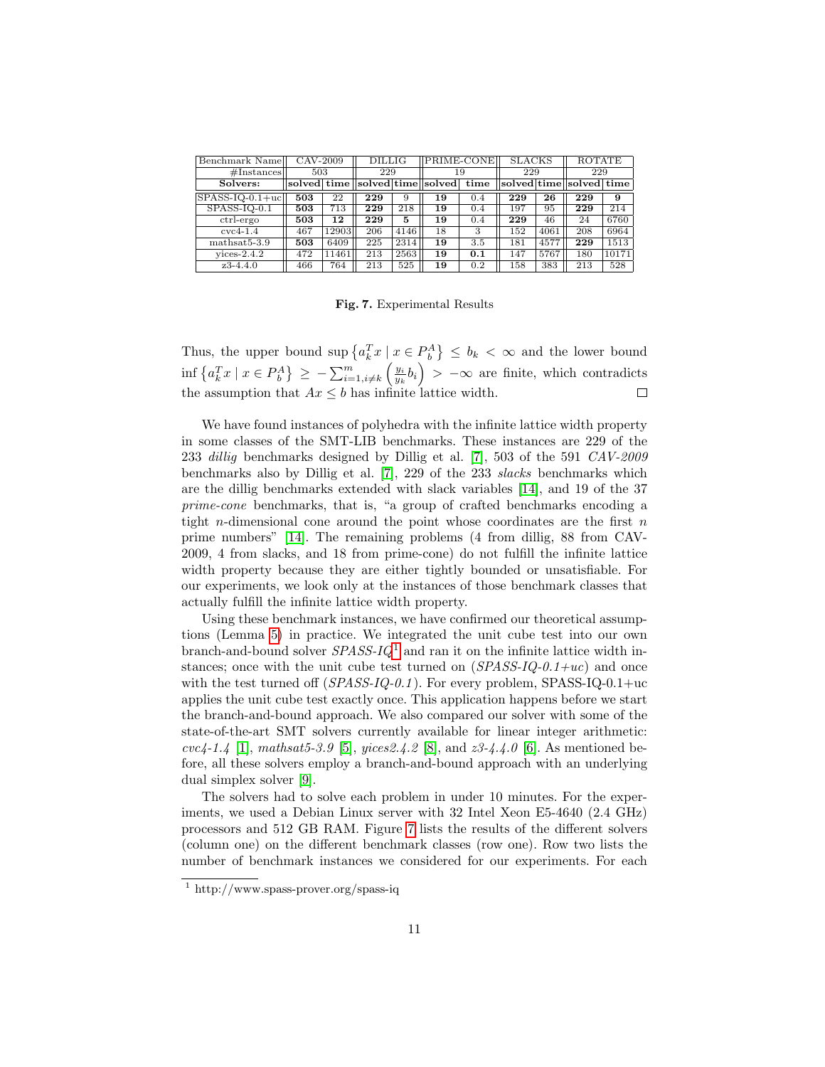| Benchmark Name | CAV-2009 | | DILLIG | | PRIME-CONE | | SLACKS | | ROTATE | |
|---|---|---|---|---|---|---|---|---|---|---|
| #Instances | 503 | | 229 | | 19 | | 229 | | 229 | |
| **Solvers:** | **solved** | **time** | **solved** | **time** | **solved** | **time** | **solved** | **time** | **solved** | **time** |
| SPASS-IQ-0.1+uc | **503** | 22 | **229** | 9 | **19** | 0.4 | **229** | **26** | **229** | **9** |
| SPASS-IQ-0.1 | **503** | 713 | **229** | 218 | **19** | 0.4 | 197 | 95 | **229** | 214 |
| ctrl-ergo | **503** | **12** | **229** | **5** | **19** | 0.4 | **229** | 46 | 24 | 6760 |
| cvc4-1.4 | 467 | 12903 | 206 | 4146 | 18 | 3 | 152 | 4061 | 208 | 6964 |
| mathsat5-3.9 | **503** | 6409 | 225 | 2314 | **19** | 3.5 | 181 | 4577 | **229** | 1513 |
| yices-2.4.2 | 472 | 11461 | 213 | 2563 | **19** | **0.1** | 147 | 5767 | 180 | 10171 |
| z3-4.4.0 | 466 | 764 | 213 | 525 | **19** | 0.2 | 158 | 383 | 213 | 528 |

**Fig. 7.** Experimental Results

Thus, the upper bound $\sup\left\{a_k^T x \mid x \in P_b^A\right\} \leq b_k < \infty$ and the lower bound $\inf\left\{a_k^T x \mid x \in P_b^A\right\} \geq -\sum_{i=1,i\neq k}^{m}\left(\frac{y_i}{y_k}b_i\right) > -\infty$ are finite, which contradicts the assumption that $Ax \leq b$ has infinite lattice width. □

We have found instances of polyhedra with the infinite lattice width property in some classes of the SMT-LIB benchmarks. These instances are 229 of the 233 *dillig* benchmarks designed by Dillig et al. [7], 503 of the 591 *CAV-2009* benchmarks also by Dillig et al. [7], 229 of the 233 *slacks* benchmarks which are the dillig benchmarks extended with slack variables [14], and 19 of the 37 *prime-cone* benchmarks, that is, "a group of crafted benchmarks encoding a tight $n$-dimensional cone around the point whose coordinates are the first $n$ prime numbers" [14]. The remaining problems (4 from dillig, 88 from CAV-2009, 4 from slacks, and 18 from prime-cone) do not fulfill the infinite lattice width property because they are either tightly bounded or unsatisfiable. For our experiments, we look only at the instances of those benchmark classes that actually fulfill the infinite lattice width property.

Using these benchmark instances, we have confirmed our theoretical assumptions (Lemma 5) in practice. We integrated the unit cube test into our own branch-and-bound solver *SPASS-IQ*[1] and ran it on the infinite lattice width instances; once with the unit cube test turned on (*SPASS-IQ-0.1+uc*) and once with the test turned off (*SPASS-IQ-0.1*). For every problem, SPASS-IQ-0.1+uc applies the unit cube test exactly once. This application happens before we start the branch-and-bound approach. We also compared our solver with some of the state-of-the-art SMT solvers currently available for linear integer arithmetic: *cvc4-1.4* [1], *mathsat5-3.9* [5], *yices2.4.2* [8], and *z3-4.4.0* [6]. As mentioned before, all these solvers employ a branch-and-bound approach with an underlying dual simplex solver [9].

The solvers had to solve each problem in under 10 minutes. For the experiments, we used a Debian Linux server with 32 Intel Xeon E5-4640 (2.4 GHz) processors and 512 GB RAM. Figure 7 lists the results of the different solvers (column one) on the different benchmark classes (row one). Row two lists the number of benchmark instances we considered for our experiments. For each

[1] http://www.spass-prover.org/spass-iq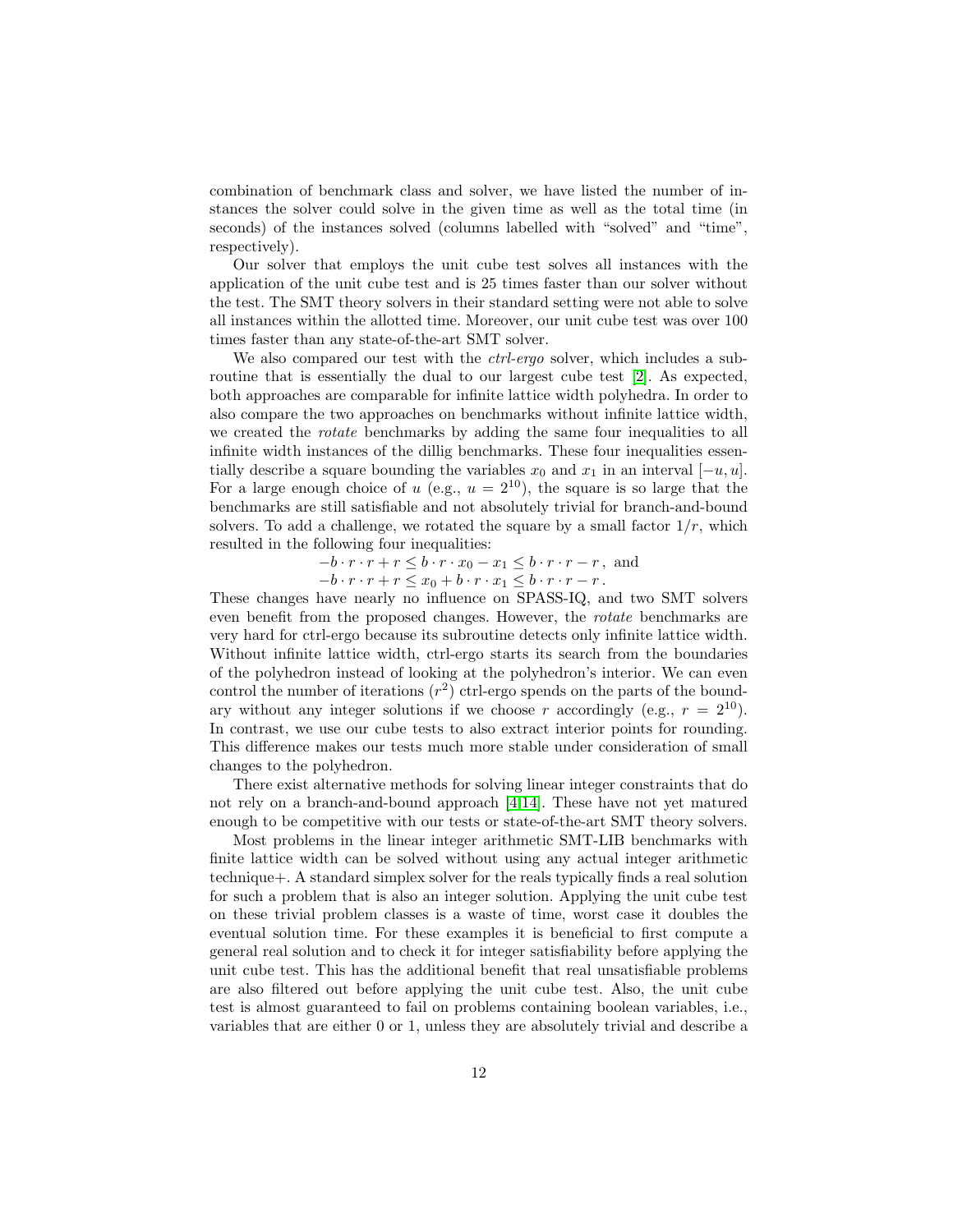combination of benchmark class and solver, we have listed the number of instances the solver could solve in the given time as well as the total time (in seconds) of the instances solved (columns labelled with "solved" and "time", respectively).

Our solver that employs the unit cube test solves all instances with the application of the unit cube test and is 25 times faster than our solver without the test. The SMT theory solvers in their standard setting were not able to solve all instances within the allotted time. Moreover, our unit cube test was over 100 times faster than any state-of-the-art SMT solver.

We also compared our test with the *ctrl-ergo* solver, which includes a subroutine that is essentially the dual to our largest cube test [2]. As expected, both approaches are comparable for infinite lattice width polyhedra. In order to also compare the two approaches on benchmarks without infinite lattice width, we created the *rotate* benchmarks by adding the same four inequalities to all infinite width instances of the dillig benchmarks. These four inequalities essentially describe a square bounding the variables $x_0$ and $x_1$ in an interval $[-u, u]$. For a large enough choice of $u$ (e.g., $u = 2^{10}$), the square is so large that the benchmarks are still satisfiable and not absolutely trivial for branch-and-bound solvers. To add a challenge, we rotated the square by a small factor $1/r$, which resulted in the following four inequalities:

$$-b \cdot r \cdot r + r \leq b \cdot r \cdot x_0 - x_1 \leq b \cdot r \cdot r - r\,, \text{ and}$$
$$-b \cdot r \cdot r + r \leq x_0 + b \cdot r \cdot x_1 \leq b \cdot r \cdot r - r\,.$$

These changes have nearly no influence on SPASS-IQ, and two SMT solvers even benefit from the proposed changes. However, the *rotate* benchmarks are very hard for ctrl-ergo because its subroutine detects only infinite lattice width. Without infinite lattice width, ctrl-ergo starts its search from the boundaries of the polyhedron instead of looking at the polyhedron's interior. We can even control the number of iterations ($r^2$) ctrl-ergo spends on the parts of the boundary without any integer solutions if we choose $r$ accordingly (e.g., $r = 2^{10}$). In contrast, we use our cube tests to also extract interior points for rounding. This difference makes our tests much more stable under consideration of small changes to the polyhedron.

There exist alternative methods for solving linear integer constraints that do not rely on a branch-and-bound approach [4,14]. These have not yet matured enough to be competitive with our tests or state-of-the-art SMT theory solvers.

Most problems in the linear integer arithmetic SMT-LIB benchmarks with finite lattice width can be solved without using any actual integer arithmetic technique+. A standard simplex solver for the reals typically finds a real solution for such a problem that is also an integer solution. Applying the unit cube test on these trivial problem classes is a waste of time, worst case it doubles the eventual solution time. For these examples it is beneficial to first compute a general real solution and to check it for integer satisfiability before applying the unit cube test. This has the additional benefit that real unsatisfiable problems are also filtered out before applying the unit cube test. Also, the unit cube test is almost guaranteed to fail on problems containing boolean variables, i.e., variables that are either 0 or 1, unless they are absolutely trivial and describe a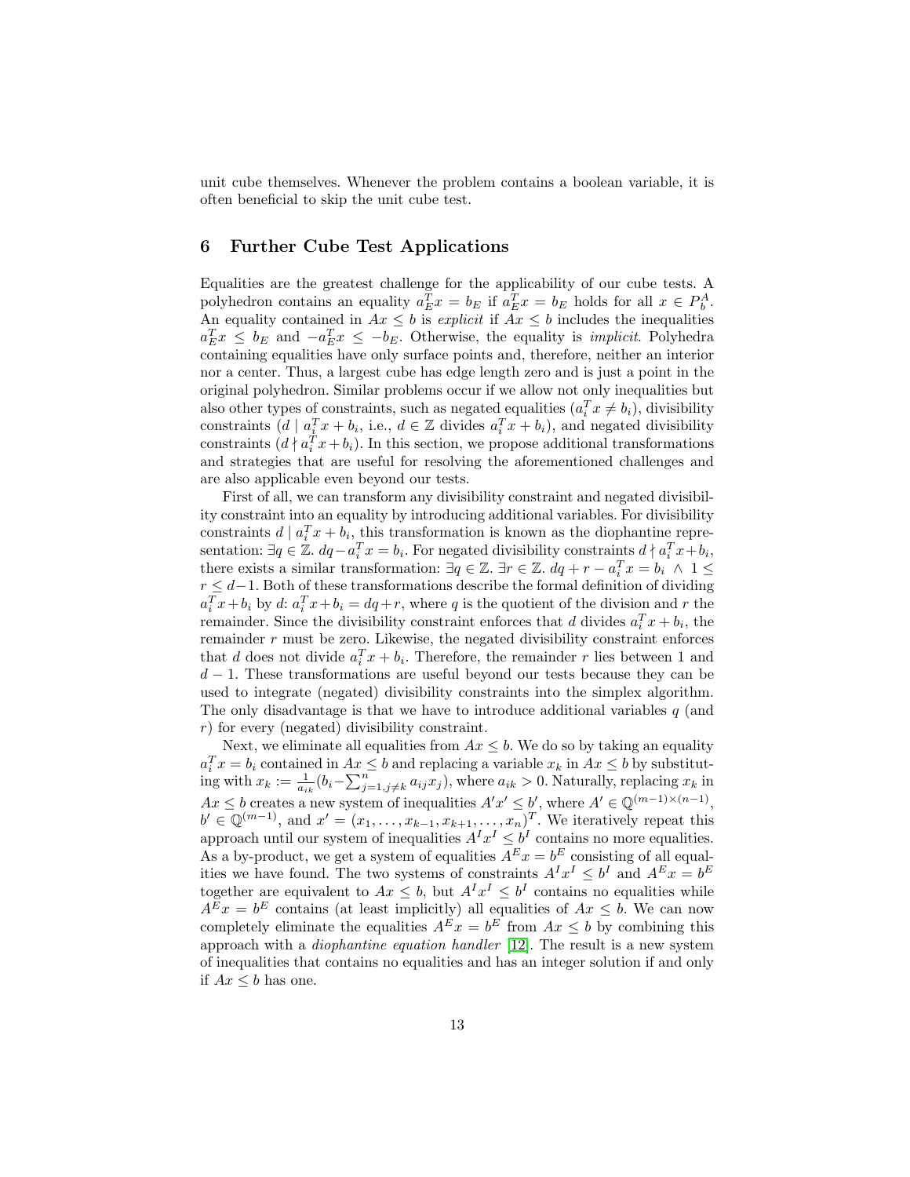unit cube themselves. Whenever the problem contains a boolean variable, it is often beneficial to skip the unit cube test.

## 6 Further Cube Test Applications

Equalities are the greatest challenge for the applicability of our cube tests. A polyhedron contains an equality $a_E^T x = b_E$ if $a_E^T x = b_E$ holds for all $x \in P_b^A$. An equality contained in $Ax \leq b$ is *explicit* if $Ax \leq b$ includes the inequalities $a_E^T x \leq b_E$ and $-a_E^T x \leq -b_E$. Otherwise, the equality is *implicit*. Polyhedra containing equalities have only surface points and, therefore, neither an interior nor a center. Thus, a largest cube has edge length zero and is just a point in the original polyhedron. Similar problems occur if we allow not only inequalities but also other types of constraints, such as negated equalities ($a_i^T x \neq b_i$), divisibility constraints ($d \mid a_i^T x + b_i$, i.e., $d \in \mathbb{Z}$ divides $a_i^T x + b_i$), and negated divisibility constraints ($d \nmid a_i^T x + b_i$). In this section, we propose additional transformations and strategies that are useful for resolving the aforementioned challenges and are also applicable even beyond our tests.

First of all, we can transform any divisibility constraint and negated divisibility constraint into an equality by introducing additional variables. For divisibility constraints $d \mid a_i^T x + b_i$, this transformation is known as the diophantine representation: $\exists q \in \mathbb{Z}.\ dq - a_i^T x = b_i$. For negated divisibility constraints $d \nmid a_i^T x + b_i$, there exists a similar transformation: $\exists q \in \mathbb{Z}.\ \exists r \in \mathbb{Z}.\ dq + r - a_i^T x = b_i \ \wedge\ 1 \leq r \leq d-1$. Both of these transformations describe the formal definition of dividing $a_i^T x + b_i$ by $d$: $a_i^T x + b_i = dq + r$, where $q$ is the quotient of the division and $r$ the remainder. Since the divisibility constraint enforces that $d$ divides $a_i^T x + b_i$, the remainder $r$ must be zero. Likewise, the negated divisibility constraint enforces that $d$ does not divide $a_i^T x + b_i$. Therefore, the remainder $r$ lies between 1 and $d-1$. These transformations are useful beyond our tests because they can be used to integrate (negated) divisibility constraints into the simplex algorithm. The only disadvantage is that we have to introduce additional variables $q$ (and $r$) for every (negated) divisibility constraint.

Next, we eliminate all equalities from $Ax \leq b$. We do so by taking an equality $a_i^T x = b_i$ contained in $Ax \leq b$ and replacing a variable $x_k$ in $Ax \leq b$ by substituting with $x_k := \frac{1}{a_{ik}}(b_i - \sum_{j=1, j\neq k}^{n} a_{ij} x_j)$, where $a_{ik} > 0$. Naturally, replacing $x_k$ in $Ax \leq b$ creates a new system of inequalities $A'x' \leq b'$, where $A' \in \mathbb{Q}^{(m-1)\times(n-1)}$, $b' \in \mathbb{Q}^{(m-1)}$, and $x' = (x_1, \ldots, x_{k-1}, x_{k+1}, \ldots, x_n)^T$. We iteratively repeat this approach until our system of inequalities $A^I x^I \leq b^I$ contains no more equalities. As a by-product, we get a system of equalities $A^E x = b^E$ consisting of all equalities we have found. The two systems of constraints $A^I x^I \leq b^I$ and $A^E x = b^E$ together are equivalent to $Ax \leq b$, but $A^I x^I \leq b^I$ contains no equalities while $A^E x = b^E$ contains (at least implicitly) all equalities of $Ax \leq b$. We can now completely eliminate the equalities $A^E x = b^E$ from $Ax \leq b$ by combining this approach with a *diophantine equation handler* [12]. The result is a new system of inequalities that contains no equalities and has an integer solution if and only if $Ax \leq b$ has one.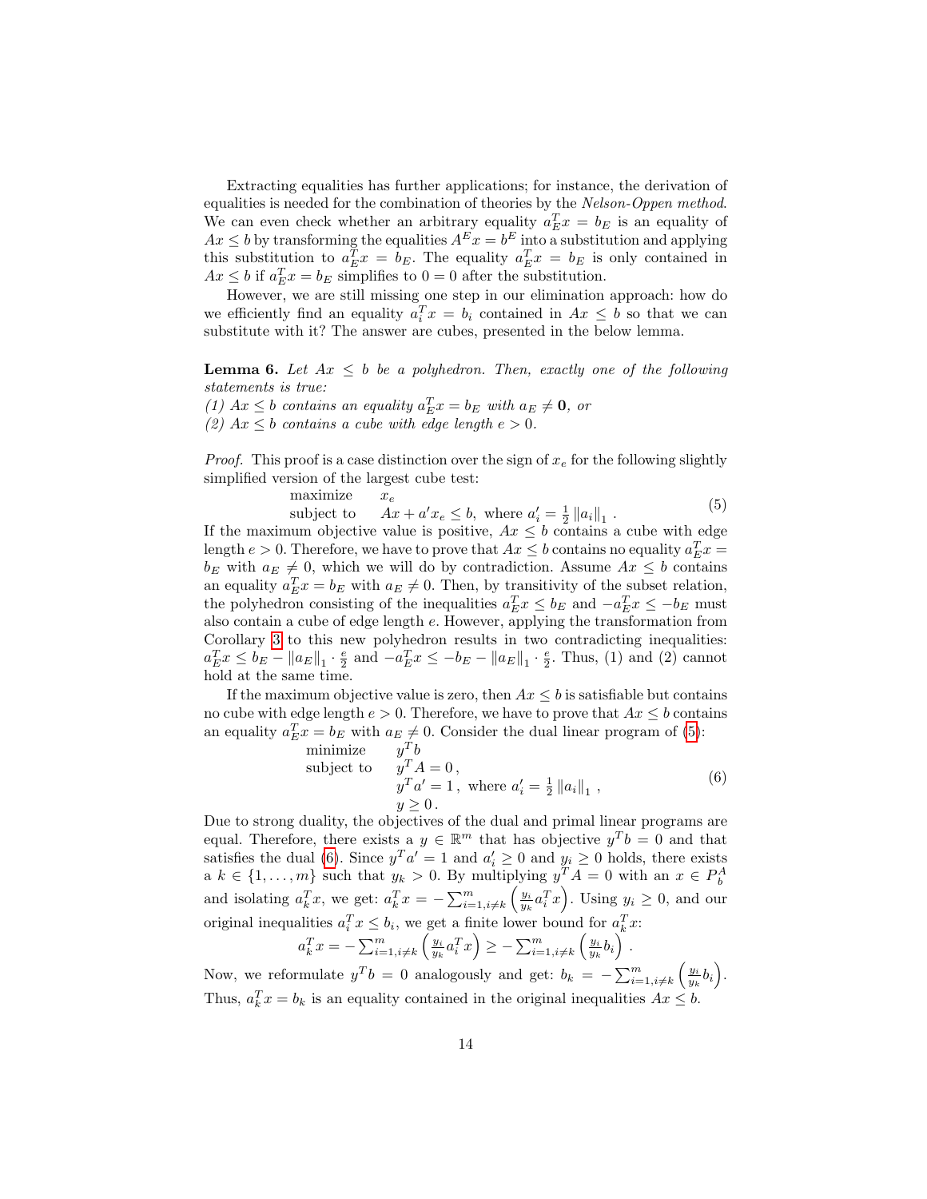Extracting equalities has further applications; for instance, the derivation of equalities is needed for the combination of theories by the *Nelson-Oppen method*. We can even check whether an arbitrary equality $a_E^T x = b_E$ is an equality of $Ax \leq b$ by transforming the equalities $A^E x = b^E$ into a substitution and applying this substitution to $a_E^T x = b_E$. The equality $a_E^T x = b_E$ is only contained in $Ax \leq b$ if $a_E^T x = b_E$ simplifies to $0 = 0$ after the substitution.

However, we are still missing one step in our elimination approach: how do we efficiently find an equality $a_i^T x = b_i$ contained in $Ax \leq b$ so that we can substitute with it? The answer are cubes, presented in the below lemma.

**Lemma 6.** *Let $Ax \leq b$ be a polyhedron. Then, exactly one of the following statements is true:*
*(1) $Ax \leq b$ contains an equality $a_E^T x = b_E$ with $a_E \neq \mathbf{0}$, or*
*(2) $Ax \leq b$ contains a cube with edge length $e > 0$.*

*Proof.* This proof is a case distinction over the sign of $x_e$ for the following slightly simplified version of the largest cube test:

$$\begin{array}{ll} \text{maximize} & x_e \\ \text{subject to} & Ax + a' x_e \leq b, \ \text{where } a'_i = \frac{1}{2} \|a_i\|_1 \, . \end{array} \tag{5}$$

If the maximum objective value is positive, $Ax \leq b$ contains a cube with edge length $e > 0$. Therefore, we have to prove that $Ax \leq b$ contains no equality $a_E^T x = b_E$ with $a_E \neq 0$, which we will do by contradiction. Assume $Ax \leq b$ contains an equality $a_E^T x = b_E$ with $a_E \neq 0$. Then, by transitivity of the subset relation, the polyhedron consisting of the inequalities $a_E^T x \leq b_E$ and $-a_E^T x \leq -b_E$ must also contain a cube of edge length $e$. However, applying the transformation from Corollary 3 to this new polyhedron results in two contradicting inequalities: $a_E^T x \leq b_E - \|a_E\|_1 \cdot \frac{e}{2}$ and $-a_E^T x \leq -b_E - \|a_E\|_1 \cdot \frac{e}{2}$. Thus, (1) and (2) cannot hold at the same time.

If the maximum objective value is zero, then $Ax \leq b$ is satisfiable but contains no cube with edge length $e > 0$. Therefore, we have to prove that $Ax \leq b$ contains an equality $a_E^T x = b_E$ with $a_E \neq 0$. Consider the dual linear program of (5):

$$\begin{array}{ll} \text{minimize} & y^T b \\ \text{subject to} & y^T A = 0 \, , \\ & y^T a' = 1 \, , \ \text{where } a'_i = \frac{1}{2} \|a_i\|_1 \, , \\ & y \geq 0 \, . \end{array} \tag{6}$$

Due to strong duality, the objectives of the dual and primal linear programs are equal. Therefore, there exists a $y \in \mathbb{R}^m$ that has objective $y^T b = 0$ and that satisfies the dual (6). Since $y^T a' = 1$ and $a'_i \geq 0$ and $y_i \geq 0$ holds, there exists a $k \in \{1, \ldots, m\}$ such that $y_k > 0$. By multiplying $y^T A = 0$ with an $x \in P_b^A$ and isolating $a_k^T x$, we get: $a_k^T x = -\sum_{i=1, i \neq k}^m \left( \frac{y_i}{y_k} a_i^T x \right)$. Using $y_i \geq 0$, and our original inequalities $a_i^T x \leq b_i$, we get a finite lower bound for $a_k^T x$:

$$a_k^T x = -\sum_{i=1, i \neq k}^m \left( \frac{y_i}{y_k} a_i^T x \right) \geq -\sum_{i=1, i \neq k}^m \left( \frac{y_i}{y_k} b_i \right).$$

Now, we reformulate $y^T b = 0$ analogously and get: $b_k = -\sum_{i=1, i \neq k}^m \left( \frac{y_i}{y_k} b_i \right)$. Thus, $a_k^T x = b_k$ is an equality contained in the original inequalities $Ax \leq b$.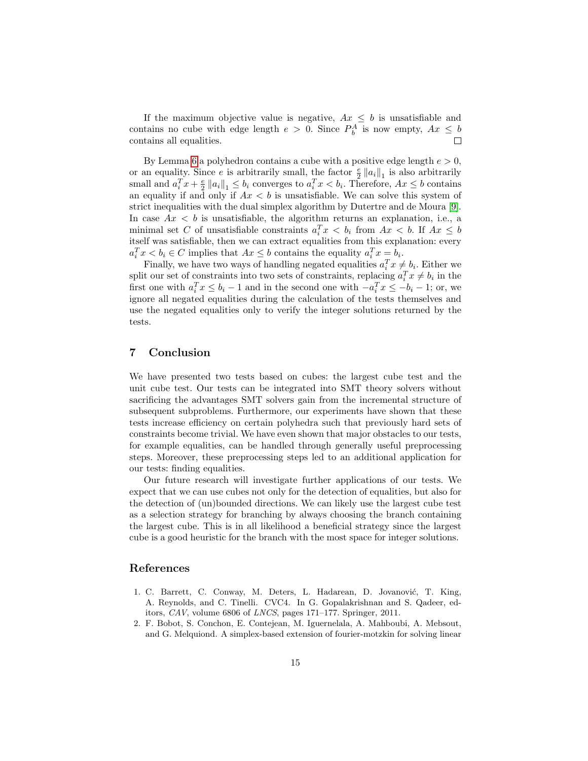If the maximum objective value is negative, $Ax \leq b$ is unsatisfiable and contains no cube with edge length $e > 0$. Since $P_b^A$ is now empty, $Ax \leq b$ contains all equalities. □

By Lemma 6 a polyhedron contains a cube with a positive edge length $e > 0$, or an equality. Since $e$ is arbitrarily small, the factor $\frac{e}{2}\|a_i\|_1$ is also arbitrarily small and $a_i^T x + \frac{e}{2}\|a_i\|_1 \leq b_i$ converges to $a_i^T x < b_i$. Therefore, $Ax \leq b$ contains an equality if and only if $Ax < b$ is unsatisfiable. We can solve this system of strict inequalities with the dual simplex algorithm by Dutertre and de Moura [9]. In case $Ax < b$ is unsatisfiable, the algorithm returns an explanation, i.e., a minimal set $C$ of unsatisfiable constraints $a_i^T x < b_i$ from $Ax < b$. If $Ax \leq b$ itself was satisfiable, then we can extract equalities from this explanation: every $a_i^T x < b_i \in C$ implies that $Ax \leq b$ contains the equality $a_i^T x = b_i$.

Finally, we have two ways of handling negated equalities $a_i^T x \neq b_i$. Either we split our set of constraints into two sets of constraints, replacing $a_i^T x \neq b_i$ in the first one with $a_i^T x \leq b_i - 1$ and in the second one with $-a_i^T x \leq -b_i - 1$; or, we ignore all negated equalities during the calculation of the tests themselves and use the negated equalities only to verify the integer solutions returned by the tests.

## 7 Conclusion

We have presented two tests based on cubes: the largest cube test and the unit cube test. Our tests can be integrated into SMT theory solvers without sacrificing the advantages SMT solvers gain from the incremental structure of subsequent subproblems. Furthermore, our experiments have shown that these tests increase efficiency on certain polyhedra such that previously hard sets of constraints become trivial. We have even shown that major obstacles to our tests, for example equalities, can be handled through generally useful preprocessing steps. Moreover, these preprocessing steps led to an additional application for our tests: finding equalities.

Our future research will investigate further applications of our tests. We expect that we can use cubes not only for the detection of equalities, but also for the detection of (un)bounded directions. We can likely use the largest cube test as a selection strategy for branching by always choosing the branch containing the largest cube. This is in all likelihood a beneficial strategy since the largest cube is a good heuristic for the branch with the most space for integer solutions.

## References

1. C. Barrett, C. Conway, M. Deters, L. Hadarean, D. Jovanović, T. King, A. Reynolds, and C. Tinelli. CVC4. In G. Gopalakrishnan and S. Qadeer, editors, *CAV*, volume 6806 of *LNCS*, pages 171–177. Springer, 2011.
2. F. Bobot, S. Conchon, E. Contejean, M. Iguernelala, A. Mahboubi, A. Mebsout, and G. Melquiond. A simplex-based extension of fourier-motzkin for solving linear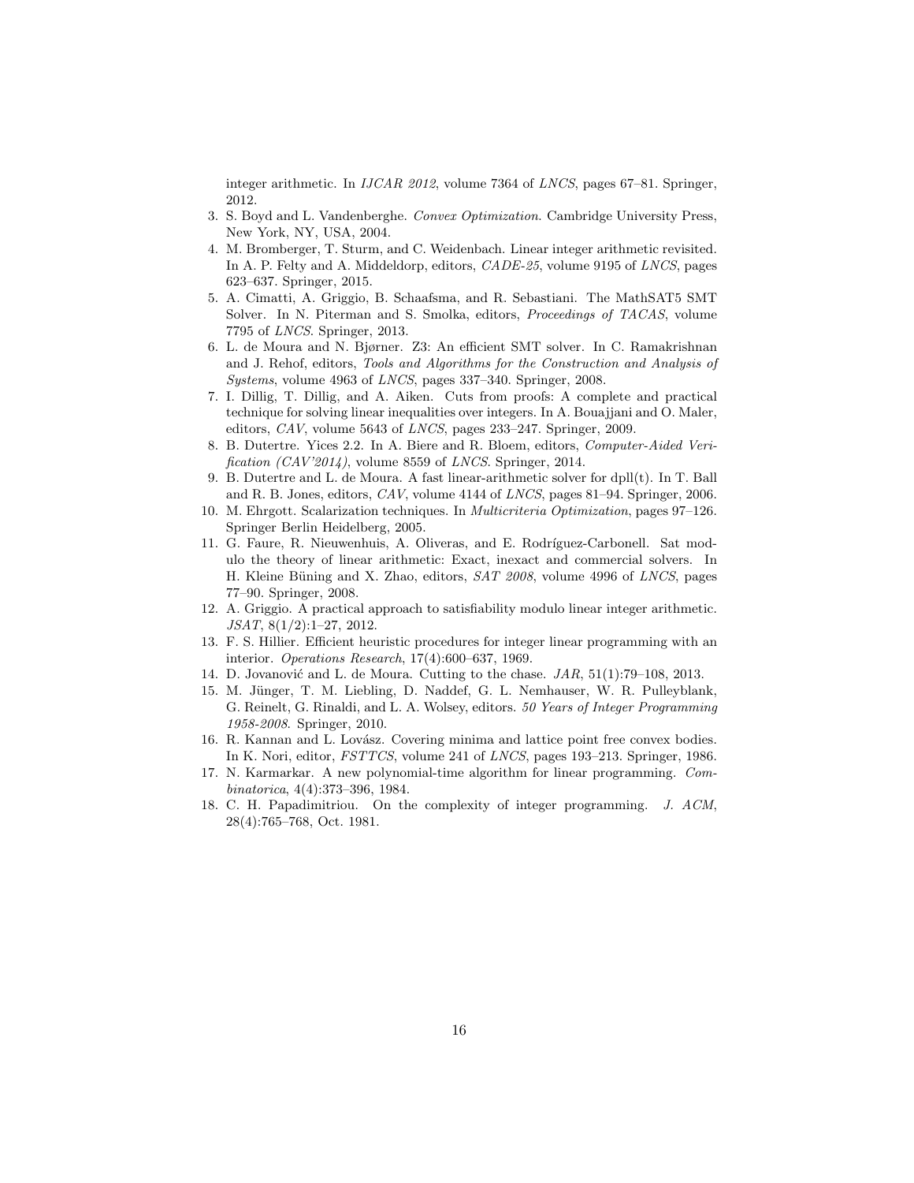integer arithmetic. In *IJCAR 2012*, volume 7364 of *LNCS*, pages 67–81. Springer, 2012.

3. S. Boyd and L. Vandenberghe. *Convex Optimization*. Cambridge University Press, New York, NY, USA, 2004.
4. M. Bromberger, T. Sturm, and C. Weidenbach. Linear integer arithmetic revisited. In A. P. Felty and A. Middeldorp, editors, *CADE-25*, volume 9195 of *LNCS*, pages 623–637. Springer, 2015.
5. A. Cimatti, A. Griggio, B. Schaafsma, and R. Sebastiani. The MathSAT5 SMT Solver. In N. Piterman and S. Smolka, editors, *Proceedings of TACAS*, volume 7795 of *LNCS*. Springer, 2013.
6. L. de Moura and N. Bjørner. Z3: An efficient SMT solver. In C. Ramakrishnan and J. Rehof, editors, *Tools and Algorithms for the Construction and Analysis of Systems*, volume 4963 of *LNCS*, pages 337–340. Springer, 2008.
7. I. Dillig, T. Dillig, and A. Aiken. Cuts from proofs: A complete and practical technique for solving linear inequalities over integers. In A. Bouajjani and O. Maler, editors, *CAV*, volume 5643 of *LNCS*, pages 233–247. Springer, 2009.
8. B. Dutertre. Yices 2.2. In A. Biere and R. Bloem, editors, *Computer-Aided Verification (CAV'2014)*, volume 8559 of *LNCS*. Springer, 2014.
9. B. Dutertre and L. de Moura. A fast linear-arithmetic solver for dpll(t). In T. Ball and R. B. Jones, editors, *CAV*, volume 4144 of *LNCS*, pages 81–94. Springer, 2006.
10. M. Ehrgott. Scalarization techniques. In *Multicriteria Optimization*, pages 97–126. Springer Berlin Heidelberg, 2005.
11. G. Faure, R. Nieuwenhuis, A. Oliveras, and E. Rodríguez-Carbonell. Sat modulo the theory of linear arithmetic: Exact, inexact and commercial solvers. In H. Kleine Büning and X. Zhao, editors, *SAT 2008*, volume 4996 of *LNCS*, pages 77–90. Springer, 2008.
12. A. Griggio. A practical approach to satisfiability modulo linear integer arithmetic. *JSAT*, 8(1/2):1–27, 2012.
13. F. S. Hillier. Efficient heuristic procedures for integer linear programming with an interior. *Operations Research*, 17(4):600–637, 1969.
14. D. Jovanović and L. de Moura. Cutting to the chase. *JAR*, 51(1):79–108, 2013.
15. M. Jünger, T. M. Liebling, D. Naddef, G. L. Nemhauser, W. R. Pulleyblank, G. Reinelt, G. Rinaldi, and L. A. Wolsey, editors. *50 Years of Integer Programming 1958-2008*. Springer, 2010.
16. R. Kannan and L. Lovász. Covering minima and lattice point free convex bodies. In K. Nori, editor, *FSTTCS*, volume 241 of *LNCS*, pages 193–213. Springer, 1986.
17. N. Karmarkar. A new polynomial-time algorithm for linear programming. *Combinatorica*, 4(4):373–396, 1984.
18. C. H. Papadimitriou. On the complexity of integer programming. *J. ACM*, 28(4):765–768, Oct. 1981.